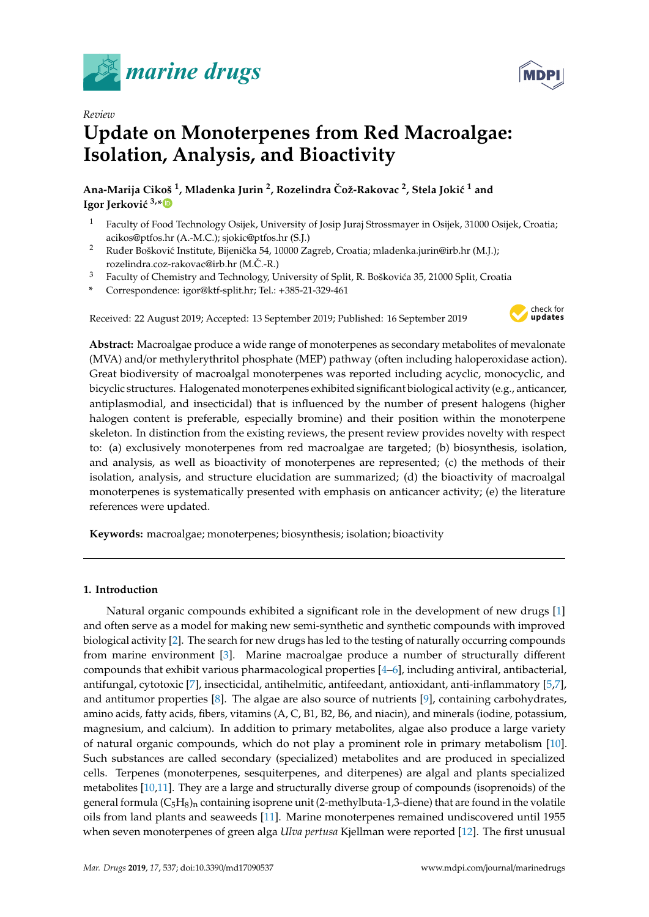*Review*

# Update on Monoterpenes from Red Macroalgae: Isolation, Analysis, and Bioactivity

**Ana-Marija Cikoš [1], Mladenka Jurin [2], Rozelindra Čož-Rakovac [2], Stela Jokić [1] and Igor Jerković [3,*]**

1. Faculty of Food Technology Osijek, University of Josip Juraj Strossmayer in Osijek, 31000 Osijek, Croatia; acikos@ptfos.hr (A.-M.C.); sjokic@ptfos.hr (S.J.)
2. Ruđer Bošković Institute, Bijenička 54, 10000 Zagreb, Croatia; mladenka.jurin@irb.hr (M.J.); rozelindra.coz-rakovac@irb.hr (M.Č.-R.)
3. Faculty of Chemistry and Technology, University of Split, R. Boškovića 35, 21000 Split, Croatia

\* Correspondence: igor@ktf-split.hr; Tel.: +385-21-329-461

Received: 22 August 2019; Accepted: 13 September 2019; Published: 16 September 2019

**Abstract:** Macroalgae produce a wide range of monoterpenes as secondary metabolites of mevalonate (MVA) and/or methylerythritol phosphate (MEP) pathway (often including haloperoxidase action). Great biodiversity of macroalgal monoterpenes was reported including acyclic, monocyclic, and bicyclic structures. Halogenated monoterpenes exhibited significant biological activity (e.g., anticancer, antiplasmodial, and insecticidal) that is influenced by the number of present halogens (higher halogen content is preferable, especially bromine) and their position within the monoterpene skeleton. In distinction from the existing reviews, the present review provides novelty with respect to: (a) exclusively monoterpenes from red macroalgae are targeted; (b) biosynthesis, isolation, and analysis, as well as bioactivity of monoterpenes are represented; (c) the methods of their isolation, analysis, and structure elucidation are summarized; (d) the bioactivity of macroalgal monoterpenes is systematically presented with emphasis on anticancer activity; (e) the literature references were updated.

**Keywords:** macroalgae; monoterpenes; biosynthesis; isolation; bioactivity

## 1. Introduction

Natural organic compounds exhibited a significant role in the development of new drugs [1] and often serve as a model for making new semi-synthetic and synthetic compounds with improved biological activity [2]. The search for new drugs has led to the testing of naturally occurring compounds from marine environment [3]. Marine macroalgae produce a number of structurally different compounds that exhibit various pharmacological properties [4–6], including antiviral, antibacterial, antifungal, cytotoxic [7], insecticidal, antihelmitic, antifeedant, antioxidant, anti-inflammatory [5,7], and antitumor properties [8]. The algae are also source of nutrients [9], containing carbohydrates, amino acids, fatty acids, fibers, vitamins (A, C, B1, B2, B6, and niacin), and minerals (iodine, potassium, magnesium, and calcium). In addition to primary metabolites, algae also produce a large variety of natural organic compounds, which do not play a prominent role in primary metabolism [10]. Such substances are called secondary (specialized) metabolites and are produced in specialized cells. Terpenes (monoterpenes, sesquiterpenes, and diterpenes) are algal and plants specialized metabolites [10,11]. They are a large and structurally diverse group of compounds (isoprenoids) of the general formula $(C_5H_8)_n$ containing isoprene unit (2-methylbuta-1,3-diene) that are found in the volatile oils from land plants and seaweeds [11]. Marine monoterpenes remained undiscovered until 1955 when seven monoterpenes of green alga *Ulva pertusa* Kjellman were reported [12]. The first unusual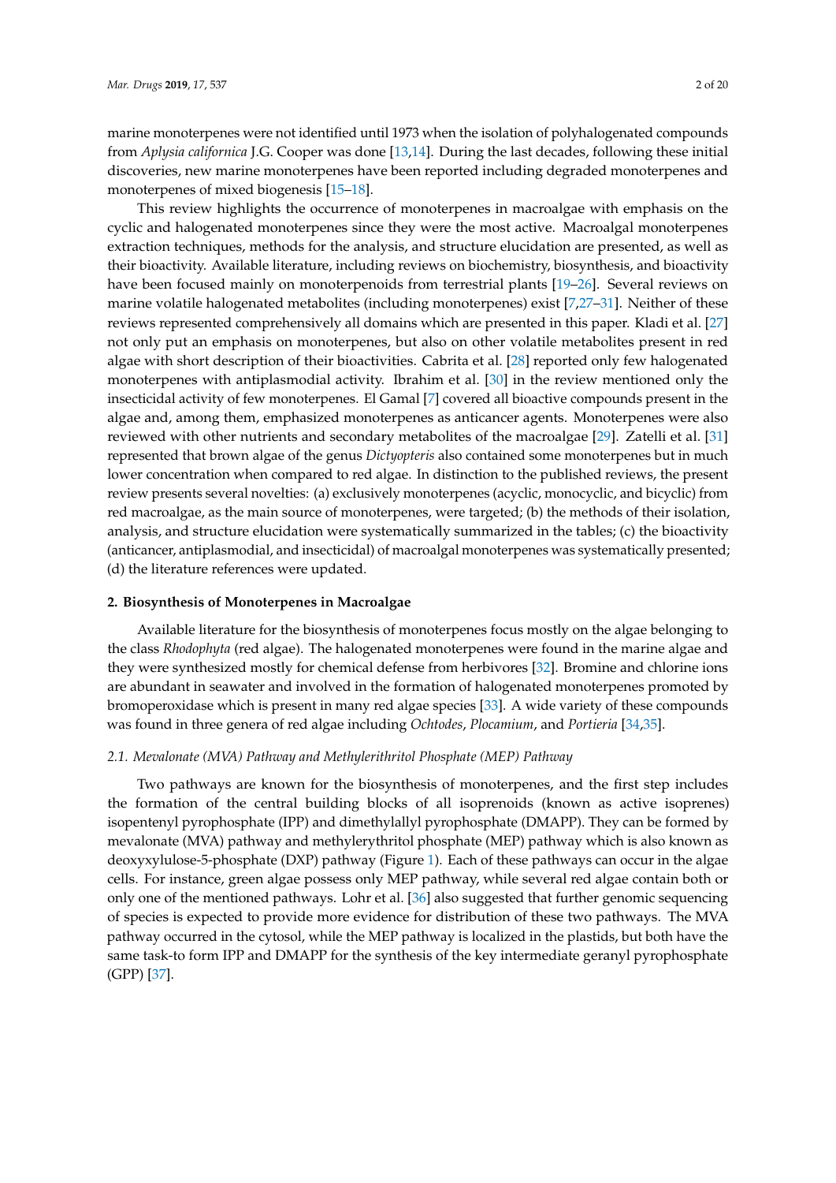marine monoterpenes were not identified until 1973 when the isolation of polyhalogenated compounds from *Aplysia californica* J.G. Cooper was done [13,14]. During the last decades, following these initial discoveries, new marine monoterpenes have been reported including degraded monoterpenes and monoterpenes of mixed biogenesis [15–18].

This review highlights the occurrence of monoterpenes in macroalgae with emphasis on the cyclic and halogenated monoterpenes since they were the most active. Macroalgal monoterpenes extraction techniques, methods for the analysis, and structure elucidation are presented, as well as their bioactivity. Available literature, including reviews on biochemistry, biosynthesis, and bioactivity have been focused mainly on monoterpenoids from terrestrial plants [19–26]. Several reviews on marine volatile halogenated metabolites (including monoterpenes) exist [7,27–31]. Neither of these reviews represented comprehensively all domains which are presented in this paper. Kladi et al. [27] not only put an emphasis on monoterpenes, but also on other volatile metabolites present in red algae with short description of their bioactivities. Cabrita et al. [28] reported only few halogenated monoterpenes with antiplasmodial activity. Ibrahim et al. [30] in the review mentioned only the insecticidal activity of few monoterpenes. El Gamal [7] covered all bioactive compounds present in the algae and, among them, emphasized monoterpenes as anticancer agents. Monoterpenes were also reviewed with other nutrients and secondary metabolites of the macroalgae [29]. Zatelli et al. [31] represented that brown algae of the genus *Dictyopteris* also contained some monoterpenes but in much lower concentration when compared to red algae. In distinction to the published reviews, the present review presents several novelties: (a) exclusively monoterpenes (acyclic, monocyclic, and bicyclic) from red macroalgae, as the main source of monoterpenes, were targeted; (b) the methods of their isolation, analysis, and structure elucidation were systematically summarized in the tables; (c) the bioactivity (anticancer, antiplasmodial, and insecticidal) of macroalgal monoterpenes was systematically presented; (d) the literature references were updated.

## 2. Biosynthesis of Monoterpenes in Macroalgae

Available literature for the biosynthesis of monoterpenes focus mostly on the algae belonging to the class *Rhodophyta* (red algae). The halogenated monoterpenes were found in the marine algae and they were synthesized mostly for chemical defense from herbivores [32]. Bromine and chlorine ions are abundant in seawater and involved in the formation of halogenated monoterpenes promoted by bromoperoxidase which is present in many red algae species [33]. A wide variety of these compounds was found in three genera of red algae including *Ochtodes*, *Plocamium*, and *Portieria* [34,35].

### *2.1. Mevalonate (MVA) Pathway and Methylerithritol Phosphate (MEP) Pathway*

Two pathways are known for the biosynthesis of monoterpenes, and the first step includes the formation of the central building blocks of all isoprenoids (known as active isoprenes) isopentenyl pyrophosphate (IPP) and dimethylallyl pyrophosphate (DMAPP). They can be formed by mevalonate (MVA) pathway and methylerythritol phosphate (MEP) pathway which is also known as deoxyxylulose-5-phosphate (DXP) pathway (Figure 1). Each of these pathways can occur in the algae cells. For instance, green algae possess only MEP pathway, while several red algae contain both or only one of the mentioned pathways. Lohr et al. [36] also suggested that further genomic sequencing of species is expected to provide more evidence for distribution of these two pathways. The MVA pathway occurred in the cytosol, while the MEP pathway is localized in the plastids, but both have the same task-to form IPP and DMAPP for the synthesis of the key intermediate geranyl pyrophosphate (GPP) [37].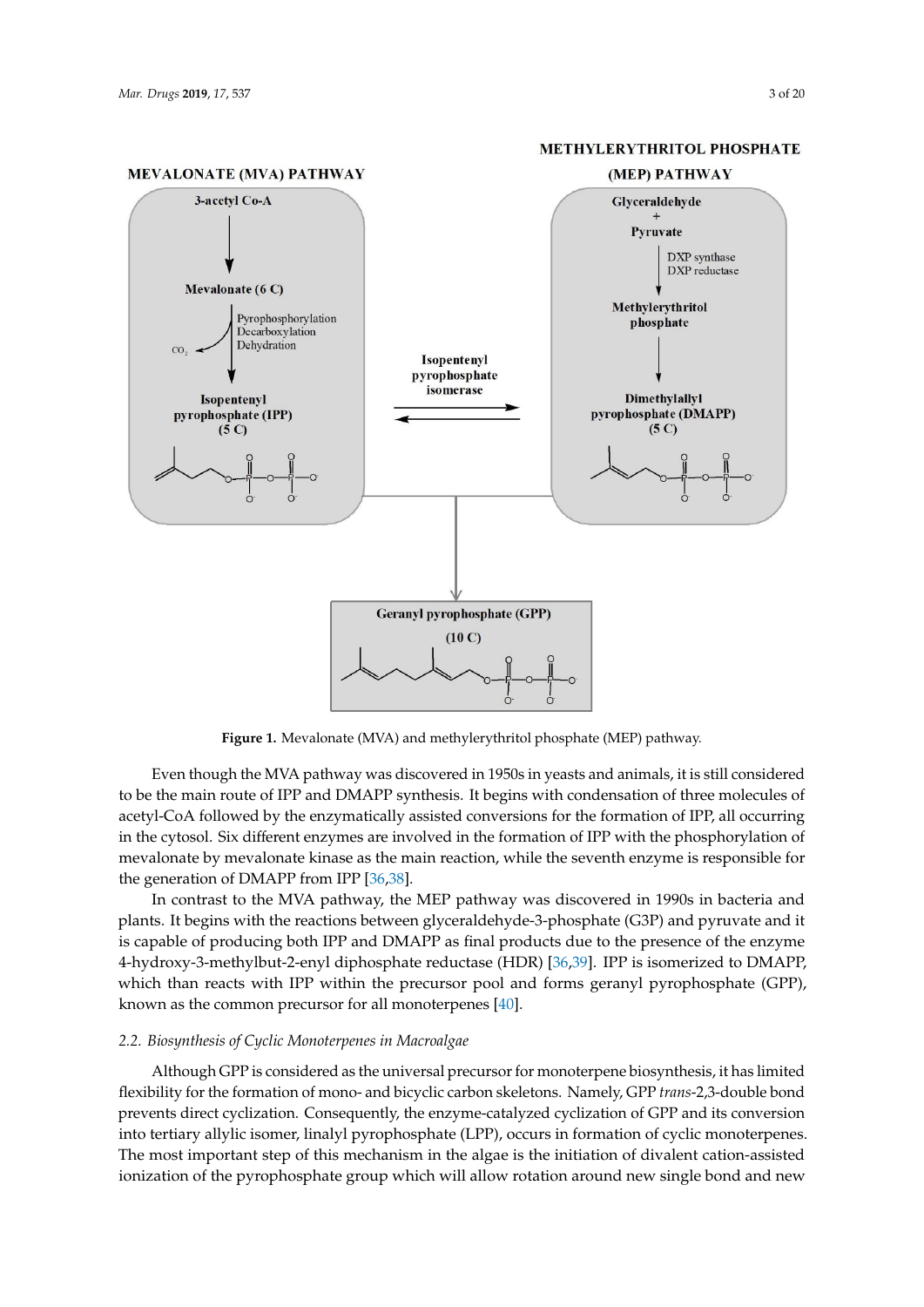**Figure 1.** Mevalonate (MVA) and methylerythritol phosphate (MEP) pathway.

Even though the MVA pathway was discovered in 1950s in yeasts and animals, it is still considered to be the main route of IPP and DMAPP synthesis. It begins with condensation of three molecules of acetyl-CoA followed by the enzymatically assisted conversions for the formation of IPP, all occurring in the cytosol. Six different enzymes are involved in the formation of IPP with the phosphorylation of mevalonate by mevalonate kinase as the main reaction, while the seventh enzyme is responsible for the generation of DMAPP from IPP [36,38].

In contrast to the MVA pathway, the MEP pathway was discovered in 1990s in bacteria and plants. It begins with the reactions between glyceraldehyde-3-phosphate (G3P) and pyruvate and it is capable of producing both IPP and DMAPP as final products due to the presence of the enzyme 4-hydroxy-3-methylbut-2-enyl diphosphate reductase (HDR) [36,39]. IPP is isomerized to DMAPP, which than reacts with IPP within the precursor pool and forms geranyl pyrophosphate (GPP), known as the common precursor for all monoterpenes [40].

### 2.2. Biosynthesis of Cyclic Monoterpenes in Macroalgae

Although GPP is considered as the universal precursor for monoterpene biosynthesis, it has limited flexibility for the formation of mono- and bicyclic carbon skeletons. Namely, GPP *trans*-2,3-double bond prevents direct cyclization. Consequently, the enzyme-catalyzed cyclization of GPP and its conversion into tertiary allylic isomer, linalyl pyrophosphate (LPP), occurs in formation of cyclic monoterpenes. The most important step of this mechanism in the algae is the initiation of divalent cation-assisted ionization of the pyrophosphate group which will allow rotation around new single bond and new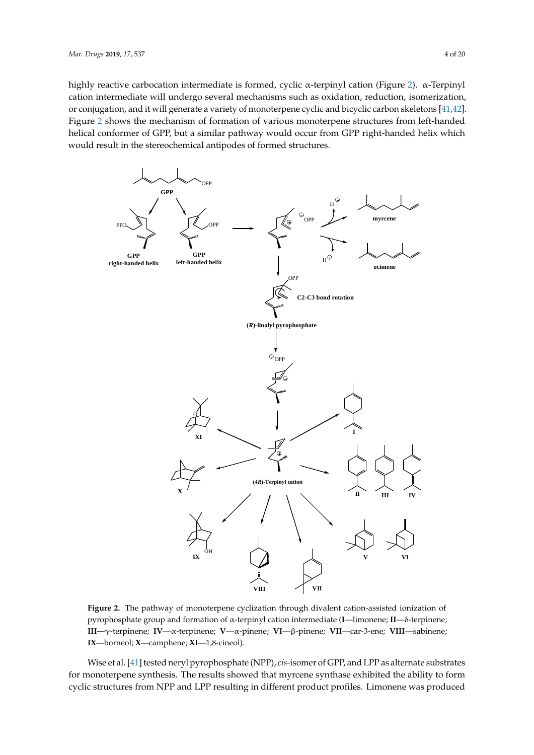highly reactive carbocation intermediate is formed, cyclic α-terpinyl cation (Figure 2). α-Terpinyl cation intermediate will undergo several mechanisms such as oxidation, reduction, isomerization, or conjugation, and it will generate a variety of monoterpene cyclic and bicyclic carbon skeletons [41,42]. Figure 2 shows the mechanism of formation of various monoterpene structures from left-handed helical conformer of GPP, but a similar pathway would occur from GPP right-handed helix which would result in the stereochemical antipodes of formed structures.

**Figure 2.** The pathway of monoterpene cyclization through divalent cation-assisted ionization of pyrophosphate group and formation of α-terpinyl cation intermediate (**I**—limonene; **II**—δ-terpinene; **III—**γ-terpinene; **IV**—α-terpinene; **V**—α-pinene; **VI**—β-pinene; **VII**—car-3-ene; **VIII**—sabinene; **IX**—borneol; **X**—camphene; **XI**—1,8-cineol).

Wise et al. [41] tested neryl pyrophosphate (NPP), *cis*-isomer of GPP, and LPP as alternate substrates for monoterpene synthesis. The results showed that myrcene synthase exhibited the ability to form cyclic structures from NPP and LPP resulting in different product profiles. Limonene was produced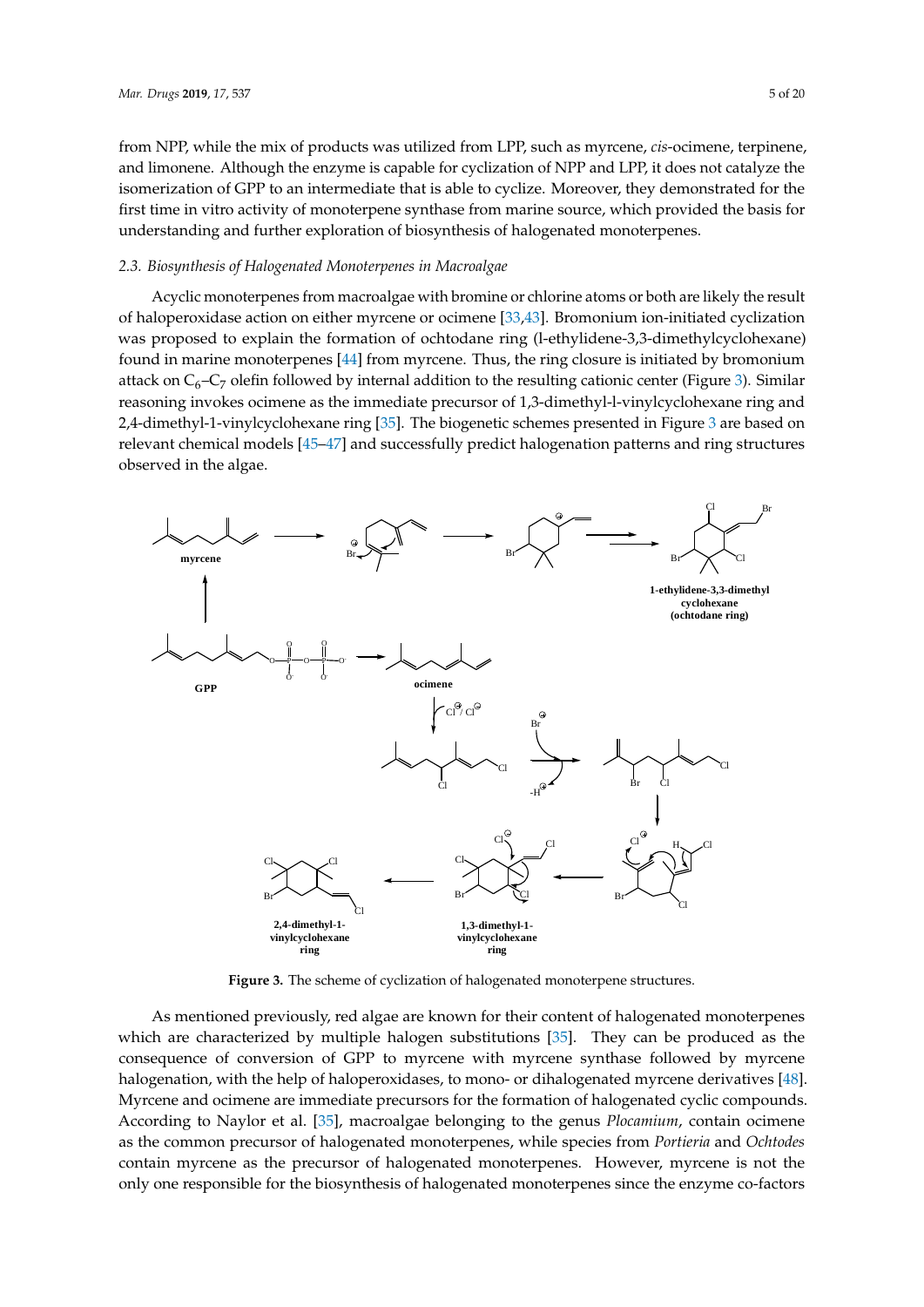from NPP, while the mix of products was utilized from LPP, such as myrcene, *cis*-ocimene, terpinene, and limonene. Although the enzyme is capable for cyclization of NPP and LPP, it does not catalyze the isomerization of GPP to an intermediate that is able to cyclize. Moreover, they demonstrated for the first time in vitro activity of monoterpene synthase from marine source, which provided the basis for understanding and further exploration of biosynthesis of halogenated monoterpenes.

### *2.3. Biosynthesis of Halogenated Monoterpenes in Macroalgae*

Acyclic monoterpenes from macroalgae with bromine or chlorine atoms or both are likely the result of haloperoxidase action on either myrcene or ocimene [33,43]. Bromonium ion-initiated cyclization was proposed to explain the formation of ochtodane ring (l-ethylidene-3,3-dimethylcyclohexane) found in marine monoterpenes [44] from myrcene. Thus, the ring closure is initiated by bromonium attack on $C_6$–$C_7$ olefin followed by internal addition to the resulting cationic center (Figure 3). Similar reasoning invokes ocimene as the immediate precursor of 1,3-dimethyl-l-vinylcyclohexane ring and 2,4-dimethyl-1-vinylcyclohexane ring [35]. The biogenetic schemes presented in Figure 3 are based on relevant chemical models [45–47] and successfully predict halogenation patterns and ring structures observed in the algae.

**Figure 3.** The scheme of cyclization of halogenated monoterpene structures.

As mentioned previously, red algae are known for their content of halogenated monoterpenes which are characterized by multiple halogen substitutions [35]. They can be produced as the consequence of conversion of GPP to myrcene with myrcene synthase followed by myrcene halogenation, with the help of haloperoxidases, to mono- or dihalogenated myrcene derivatives [48]. Myrcene and ocimene are immediate precursors for the formation of halogenated cyclic compounds. According to Naylor et al. [35], macroalgae belonging to the genus *Plocamium*, contain ocimene as the common precursor of halogenated monoterpenes, while species from *Portieria* and *Ochtodes* contain myrcene as the precursor of halogenated monoterpenes. However, myrcene is not the only one responsible for the biosynthesis of halogenated monoterpenes since the enzyme co-factors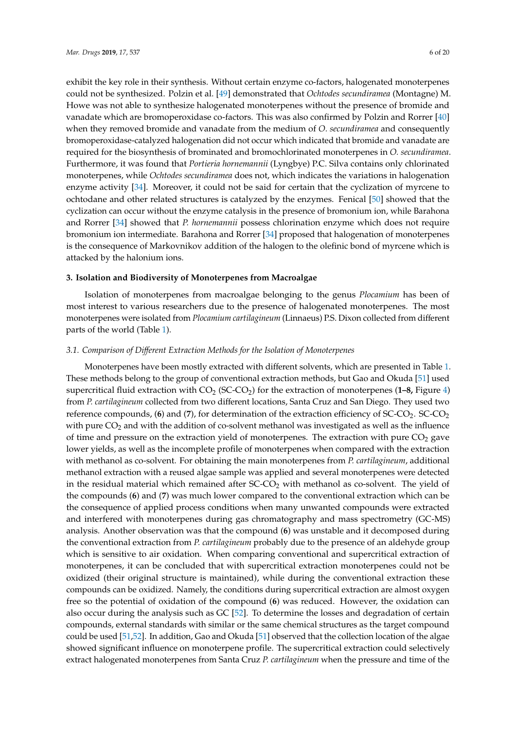exhibit the key role in their synthesis. Without certain enzyme co-factors, halogenated monoterpenes could not be synthesized. Polzin et al. [49] demonstrated that *Ochtodes secundiramea* (Montagne) M. Howe was not able to synthesize halogenated monoterpenes without the presence of bromide and vanadate which are bromoperoxidase co-factors. This was also confirmed by Polzin and Rorrer [40] when they removed bromide and vanadate from the medium of *O. secundiramea* and consequently bromoperoxidase-catalyzed halogenation did not occur which indicated that bromide and vanadate are required for the biosynthesis of brominated and bromochlorinated monoterpenes in *O. secundiramea*. Furthermore, it was found that *Portieria hornemannii* (Lyngbye) P.C. Silva contains only chlorinated monoterpenes, while *Ochtodes secundiramea* does not, which indicates the variations in halogenation enzyme activity [34]. Moreover, it could not be said for certain that the cyclization of myrcene to ochtodane and other related structures is catalyzed by the enzymes. Fenical [50] showed that the cyclization can occur without the enzyme catalysis in the presence of bromonium ion, while Barahona and Rorrer [34] showed that *P. hornemannii* possess chlorination enzyme which does not require bromonium ion intermediate. Barahona and Rorrer [34] proposed that halogenation of monoterpenes is the consequence of Markovnikov addition of the halogen to the olefinic bond of myrcene which is attacked by the halonium ions.

## 3. Isolation and Biodiversity of Monoterpenes from Macroalgae

Isolation of monoterpenes from macroalgae belonging to the genus *Plocamium* has been of most interest to various researchers due to the presence of halogenated monoterpenes. The most monoterpenes were isolated from *Plocamium cartilagineum* (Linnaeus) P.S. Dixon collected from different parts of the world (Table 1).

### *3.1. Comparison of Different Extraction Methods for the Isolation of Monoterpenes*

Monoterpenes have been mostly extracted with different solvents, which are presented in Table 1. These methods belong to the group of conventional extraction methods, but Gao and Okuda [51] used supercritical fluid extraction with $CO_2$ (SC-$CO_2$) for the extraction of monoterpenes (**1–8,** Figure 4) from *P. cartilagineum* collected from two different locations, Santa Cruz and San Diego. They used two reference compounds, (**6**) and (**7**), for determination of the extraction efficiency of SC-$CO_2$. SC-$CO_2$ with pure $CO_2$ and with the addition of co-solvent methanol was investigated as well as the influence of time and pressure on the extraction yield of monoterpenes. The extraction with pure $CO_2$ gave lower yields, as well as the incomplete profile of monoterpenes when compared with the extraction with methanol as co-solvent. For obtaining the main monoterpenes from *P. cartilagineum*, additional methanol extraction with a reused algae sample was applied and several monoterpenes were detected in the residual material which remained after SC-$CO_2$ with methanol as co-solvent. The yield of the compounds (**6**) and (**7**) was much lower compared to the conventional extraction which can be the consequence of applied process conditions when many unwanted compounds were extracted and interfered with monoterpenes during gas chromatography and mass spectrometry (GC-MS) analysis. Another observation was that the compound (**6**) was unstable and it decomposed during the conventional extraction from *P. cartilagineum* probably due to the presence of an aldehyde group which is sensitive to air oxidation. When comparing conventional and supercritical extraction of monoterpenes, it can be concluded that with supercritical extraction monoterpenes could not be oxidized (their original structure is maintained), while during the conventional extraction these compounds can be oxidized. Namely, the conditions during supercritical extraction are almost oxygen free so the potential of oxidation of the compound (**6**) was reduced. However, the oxidation can also occur during the analysis such as GC [52]. To determine the losses and degradation of certain compounds, external standards with similar or the same chemical structures as the target compound could be used [51,52]. In addition, Gao and Okuda [51] observed that the collection location of the algae showed significant influence on monoterpene profile. The supercritical extraction could selectively extract halogenated monoterpenes from Santa Cruz *P. cartilagineum* when the pressure and time of the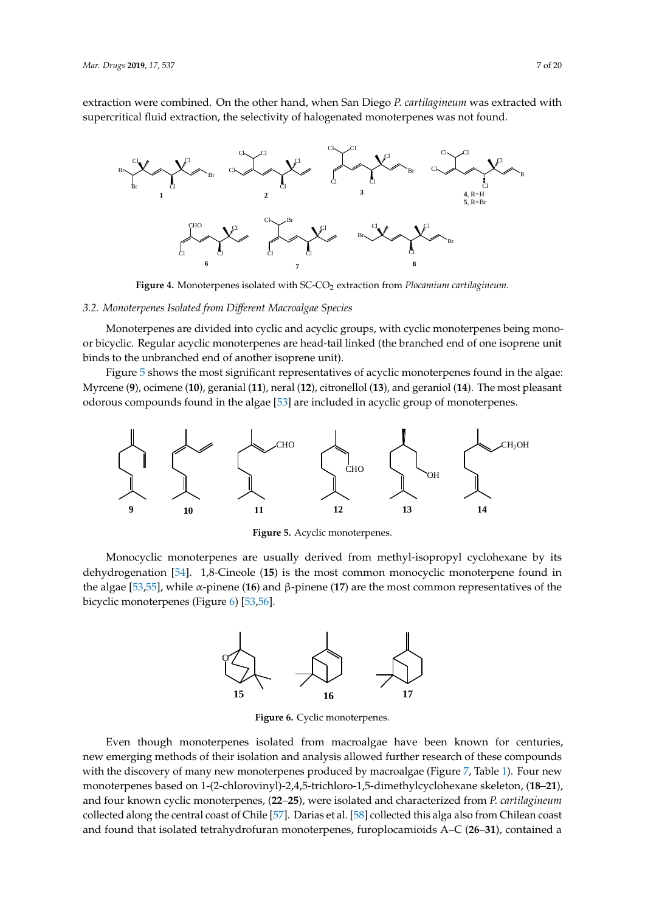extraction were combined. On the other hand, when San Diego *P. cartilagineum* was extracted with supercritical fluid extraction, the selectivity of halogenated monoterpenes was not found.

**Figure 4.** Monoterpenes isolated with SC-$CO_2$ extraction from *Plocamium cartilagineum*.

### 3.2. Monoterpenes Isolated from Different Macroalgae Species

Monoterpenes are divided into cyclic and acyclic groups, with cyclic monoterpenes being mono- or bicyclic. Regular acyclic monoterpenes are head-tail linked (the branched end of one isoprene unit binds to the unbranched end of another isoprene unit).

Figure 5 shows the most significant representatives of acyclic monoterpenes found in the algae: Myrcene (**9**), ocimene (**10**), geranial (**11**), neral (**12**), citronellol (**13**), and geraniol (**14**). The most pleasant odorous compounds found in the algae [53] are included in acyclic group of monoterpenes.

**Figure 5.** Acyclic monoterpenes.

Monocyclic monoterpenes are usually derived from methyl-isopropyl cyclohexane by its dehydrogenation [54]. 1,8-Cineole (**15**) is the most common monocyclic monoterpene found in the algae [53,55], while α-pinene (**16**) and β-pinene (**17**) are the most common representatives of the bicyclic monoterpenes (Figure 6) [53,56].

**Figure 6.** Cyclic monoterpenes.

Even though monoterpenes isolated from macroalgae have been known for centuries, new emerging methods of their isolation and analysis allowed further research of these compounds with the discovery of many new monoterpenes produced by macroalgae (Figure 7, Table 1). Four new monoterpenes based on 1-(2-chlorovinyl)-2,4,5-trichloro-1,5-dimethylcyclohexane skeleton, (**18**–**21**), and four known cyclic monoterpenes, (**22**–**25**), were isolated and characterized from *P. cartilagineum* collected along the central coast of Chile [57]. Darias et al. [58] collected this alga also from Chilean coast and found that isolated tetrahydrofuran monoterpenes, furoplocamioids A–C (**26**–**31**), contained a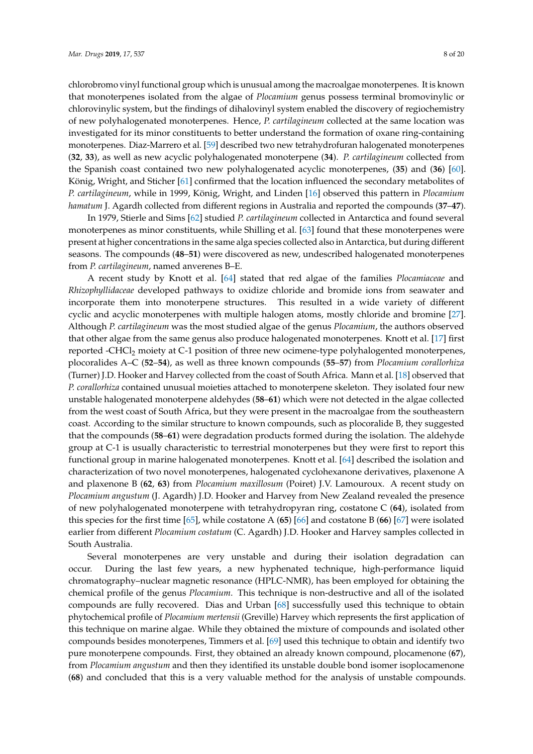chlorobromo vinyl functional group which is unusual among the macroalgae monoterpenes. It is known that monoterpenes isolated from the algae of *Plocamium* genus possess terminal bromovinylic or chlorovinylic system, but the findings of dihalovinyl system enabled the discovery of regiochemistry of new polyhalogenated monoterpenes. Hence, *P. cartilagineum* collected at the same location was investigated for its minor constituents to better understand the formation of oxane ring-containing monoterpenes. Diaz-Marrero et al. [59] described two new tetrahydrofuran halogenated monoterpenes (**32**, **33**), as well as new acyclic polyhalogenated monoterpene (**34**). *P. cartilagineum* collected from the Spanish coast contained two new polyhalogenated acyclic monoterpenes, (**35**) and (**36**) [60]. König, Wright, and Sticher [61] confirmed that the location influenced the secondary metabolites of *P. cartilagineum*, while in 1999, König, Wright, and Linden [16] observed this pattern in *Plocamium hamatum* J. Agardh collected from different regions in Australia and reported the compounds (**37**–**47**).

In 1979, Stierle and Sims [62] studied *P. cartilagineum* collected in Antarctica and found several monoterpenes as minor constituents, while Shilling et al. [63] found that these monoterpenes were present at higher concentrations in the same alga species collected also in Antarctica, but during different seasons. The compounds (**48**–**51**) were discovered as new, undescribed halogenated monoterpenes from *P. cartilagineum*, named anverenes B–E.

A recent study by Knott et al. [64] stated that red algae of the families *Plocamiaceae* and *Rhizophyllidaceae* developed pathways to oxidize chloride and bromide ions from seawater and incorporate them into monoterpene structures. This resulted in a wide variety of different cyclic and acyclic monoterpenes with multiple halogen atoms, mostly chloride and bromine [27]. Although *P. cartilagineum* was the most studied algae of the genus *Plocamium*, the authors observed that other algae from the same genus also produce halogenated monoterpenes. Knott et al. [17] first reported -$CHCl_2$ moiety at C-1 position of three new ocimene-type polyhalogented monoterpenes, plocoralides A–C (**52**–**54**), as well as three known compounds (**55**–**57**) from *Plocamium corallorhiza* (Turner) J.D. Hooker and Harvey collected from the coast of South Africa. Mann et al. [18] observed that *P. corallorhiza* contained unusual moieties attached to monoterpene skeleton. They isolated four new unstable halogenated monoterpene aldehydes (**58**–**61**) which were not detected in the algae collected from the west coast of South Africa, but they were present in the macroalgae from the southeastern coast. According to the similar structure to known compounds, such as plocoralide B, they suggested that the compounds (**58**–**61**) were degradation products formed during the isolation. The aldehyde group at C-1 is usually characteristic to terrestrial monoterpenes but they were first to report this functional group in marine halogenated monoterpenes. Knott et al. [64] described the isolation and characterization of two novel monoterpenes, halogenated cyclohexanone derivatives, plaxenone A and plaxenone B (**62**, **63**) from *Plocamium maxillosum* (Poiret) J.V. Lamouroux. A recent study on *Plocamium angustum* (J. Agardh) J.D. Hooker and Harvey from New Zealand revealed the presence of new polyhalogenated monoterpene with tetrahydropyran ring, costatone C (**64**), isolated from this species for the first time [65], while costatone A (**65**) [66] and costatone B (**66**) [67] were isolated earlier from different *Plocamium costatum* (C. Agardh) J.D. Hooker and Harvey samples collected in South Australia.

Several monoterpenes are very unstable and during their isolation degradation can occur. During the last few years, a new hyphenated technique, high-performance liquid chromatography–nuclear magnetic resonance (HPLC-NMR), has been employed for obtaining the chemical profile of the genus *Plocamium*. This technique is non-destructive and all of the isolated compounds are fully recovered. Dias and Urban [68] successfully used this technique to obtain phytochemical profile of *Plocamium mertensii* (Greville) Harvey which represents the first application of this technique on marine algae. While they obtained the mixture of compounds and isolated other compounds besides monoterpenes, Timmers et al. [69] used this technique to obtain and identify two pure monoterpene compounds. First, they obtained an already known compound, plocamenone (**67**), from *Plocamium angustum* and then they identified its unstable double bond isomer isoplocamenone (**68**) and concluded that this is a very valuable method for the analysis of unstable compounds.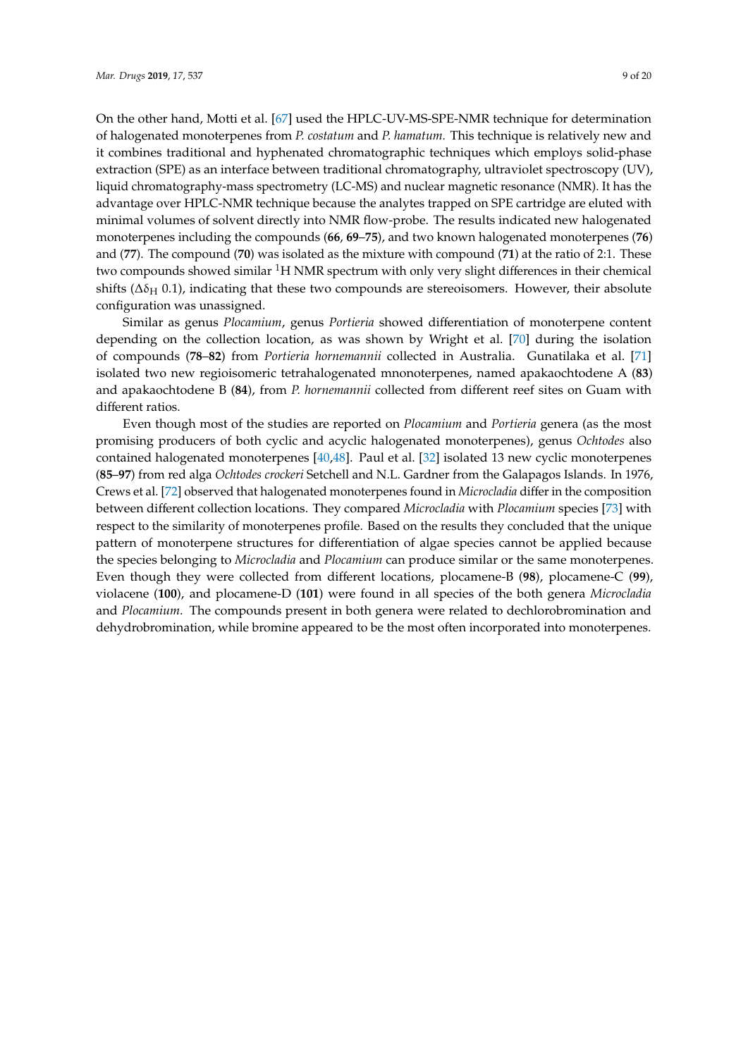On the other hand, Motti et al. [67] used the HPLC-UV-MS-SPE-NMR technique for determination of halogenated monoterpenes from *P. costatum* and *P. hamatum.* This technique is relatively new and it combines traditional and hyphenated chromatographic techniques which employs solid-phase extraction (SPE) as an interface between traditional chromatography, ultraviolet spectroscopy (UV), liquid chromatography-mass spectrometry (LC-MS) and nuclear magnetic resonance (NMR). It has the advantage over HPLC-NMR technique because the analytes trapped on SPE cartridge are eluted with minimal volumes of solvent directly into NMR flow-probe. The results indicated new halogenated monoterpenes including the compounds (**66**, **69**–**75**), and two known halogenated monoterpenes (**76**) and (**77**). The compound (**70**) was isolated as the mixture with compound (**71**) at the ratio of 2:1. These two compounds showed similar $^{1}$H NMR spectrum with only very slight differences in their chemical shifts ($\Delta\delta_H$ 0.1), indicating that these two compounds are stereoisomers. However, their absolute configuration was unassigned.

Similar as genus *Plocamium*, genus *Portieria* showed differentiation of monoterpene content depending on the collection location, as was shown by Wright et al. [70] during the isolation of compounds (**78**–**82**) from *Portieria hornemannii* collected in Australia. Gunatilaka et al. [71] isolated two new regioisomeric tetrahalogenated mnonoterpenes, named apakaochtodene A (**83**) and apakaochtodene B (**84**), from *P. hornemannii* collected from different reef sites on Guam with different ratios.

Even though most of the studies are reported on *Plocamium* and *Portieria* genera (as the most promising producers of both cyclic and acyclic halogenated monoterpenes), genus *Ochtodes* also contained halogenated monoterpenes [40,48]. Paul et al. [32] isolated 13 new cyclic monoterpenes (**85**–**97**) from red alga *Ochtodes crockeri* Setchell and N.L. Gardner from the Galapagos Islands. In 1976, Crews et al. [72] observed that halogenated monoterpenes found in *Microcladia* differ in the composition between different collection locations. They compared *Microcladia* with *Plocamium* species [73] with respect to the similarity of monoterpenes profile. Based on the results they concluded that the unique pattern of monoterpene structures for differentiation of algae species cannot be applied because the species belonging to *Microcladia* and *Plocamium* can produce similar or the same monoterpenes. Even though they were collected from different locations, plocamene-B (**98**), plocamene-C (**99**), violacene (**100**), and plocamene-D (**101**) were found in all species of the both genera *Microcladia* and *Plocamium*. The compounds present in both genera were related to dechlorobromination and dehydrobromination, while bromine appeared to be the most often incorporated into monoterpenes.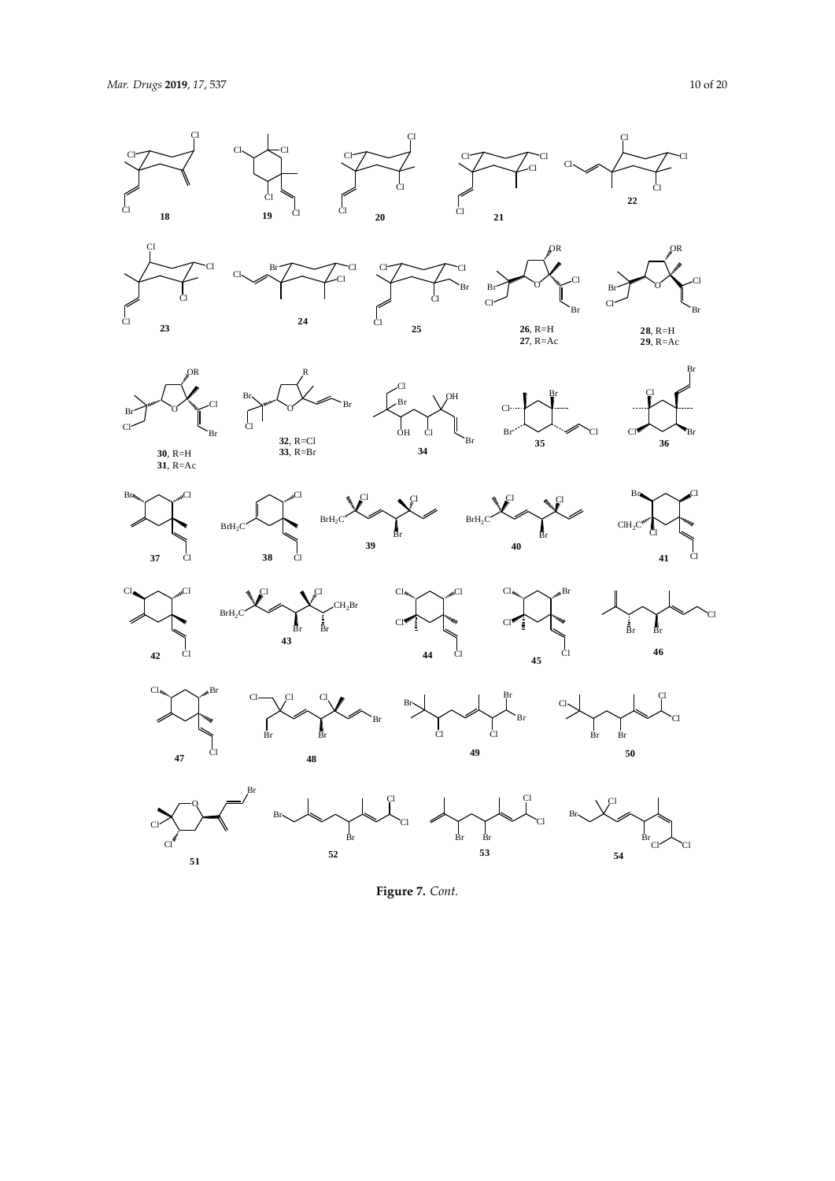**Figure 7.** *Cont.*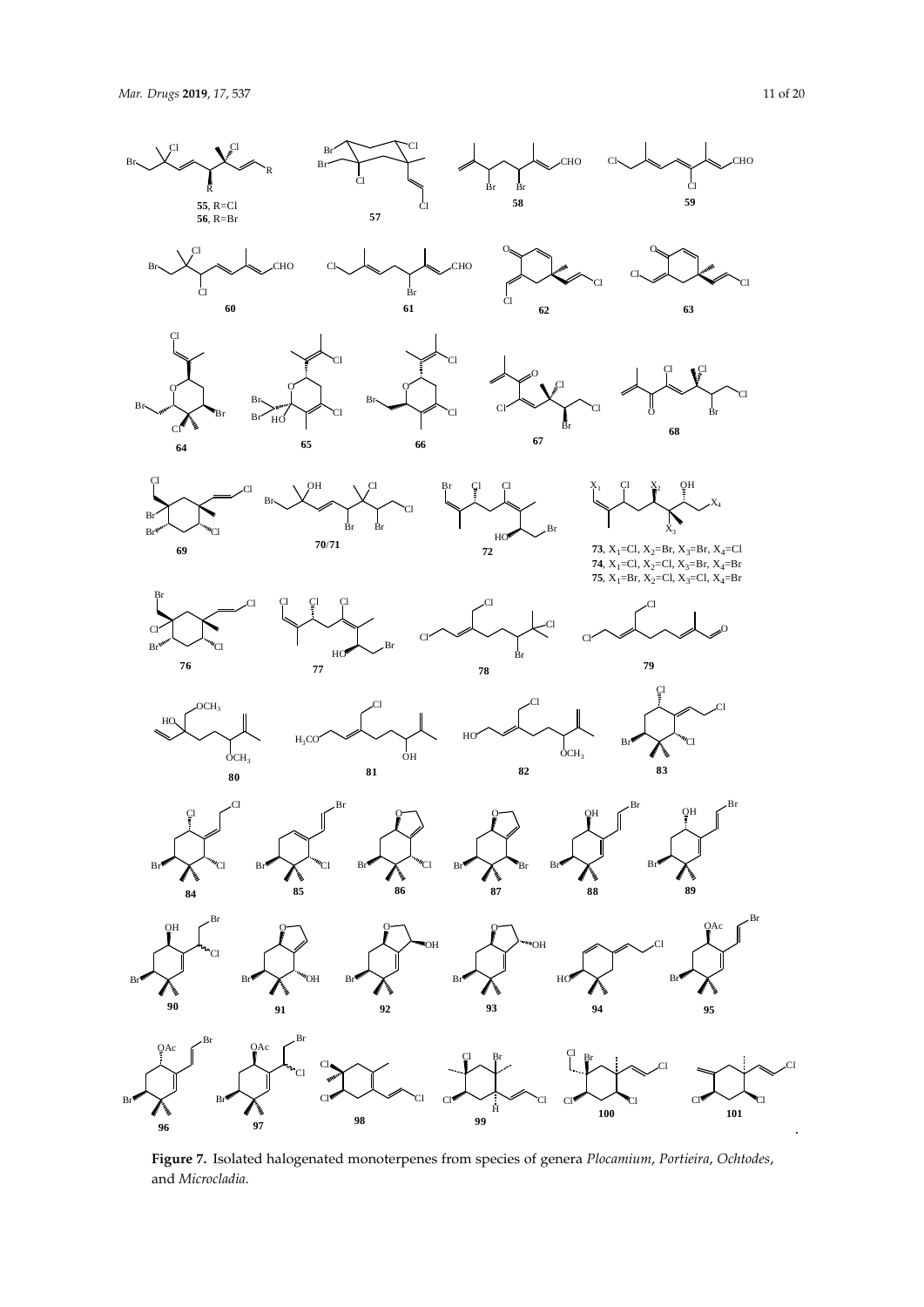**Figure 7.** Isolated halogenated monoterpenes from species of genera *Plocamium*, *Portieira*, *Ochtodes*, and *Microcladia*.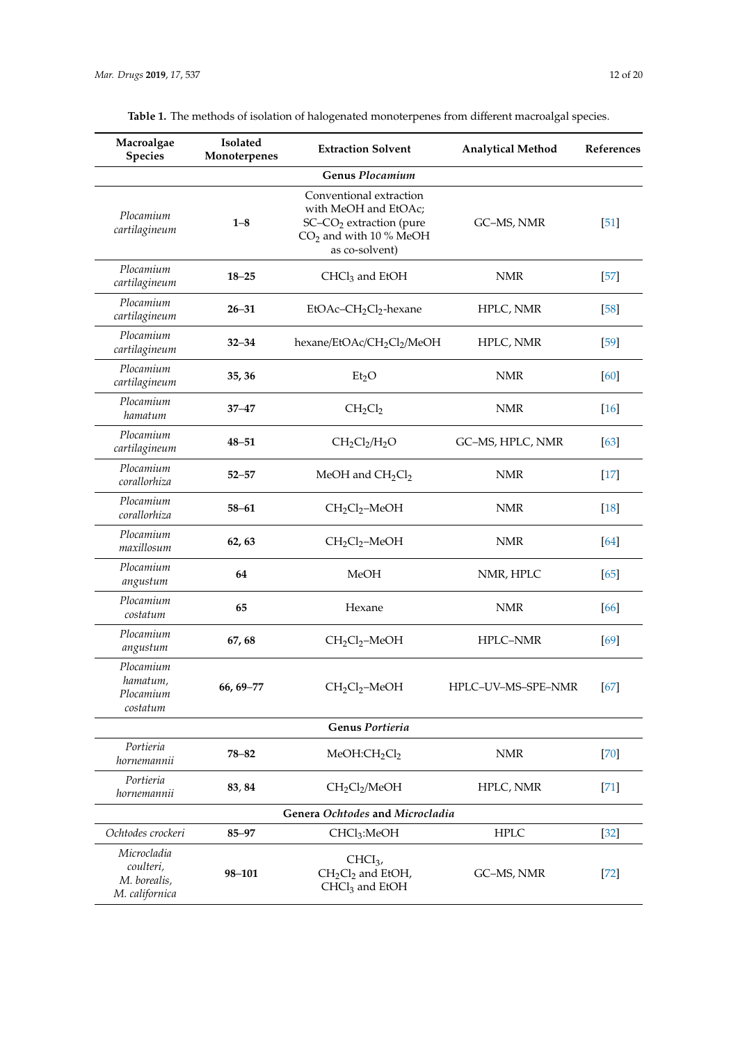**Table 1.** The methods of isolation of halogenated monoterpenes from different macroalgal species.

| Macroalgae Species | Isolated Monoterpenes | Extraction Solvent | Analytical Method | References |
|---|---|---|---|---|
| | | **Genus *Plocamium*** | | |
| *Plocamium cartilagineum* | **1–8** | Conventional extraction with MeOH and EtOAc; SC–$CO_2$ extraction (pure $CO_2$ and with 10 % MeOH as co-solvent) | GC–MS, NMR | [51] |
| *Plocamium cartilagineum* | **18–25** | $CHCl_3$ and EtOH | NMR | [57] |
| *Plocamium cartilagineum* | **26–31** | EtOAc–$CH_2Cl_2$-hexane | HPLC, NMR | [58] |
| *Plocamium cartilagineum* | **32–34** | hexane/EtOAc/$CH_2Cl_2$/MeOH | HPLC, NMR | [59] |
| *Plocamium cartilagineum* | **35, 36** | $Et_2O$ | NMR | [60] |
| *Plocamium hamatum* | **37–47** | $CH_2Cl_2$ | NMR | [16] |
| *Plocamium cartilagineum* | **48–51** | $CH_2Cl_2$/$H_2O$ | GC–MS, HPLC, NMR | [63] |
| *Plocamium corallorhiza* | **52–57** | MeOH and $CH_2Cl_2$ | NMR | [17] |
| *Plocamium corallorhiza* | **58–61** | $CH_2Cl_2$–MeOH | NMR | [18] |
| *Plocamium maxillosum* | **62, 63** | $CH_2Cl_2$–MeOH | NMR | [64] |
| *Plocamium angustum* | **64** | MeOH | NMR, HPLC | [65] |
| *Plocamium costatum* | **65** | Hexane | NMR | [66] |
| *Plocamium angustum* | **67, 68** | $CH_2Cl_2$–MeOH | HPLC–NMR | [69] |
| *Plocamium hamatum, Plocamium costatum* | **66, 69–77** | $CH_2Cl_2$–MeOH | HPLC–UV–MS–SPE–NMR | [67] |
| | | **Genus *Portieria*** | | |
| *Portieria hornemannii* | **78–82** | MeOH:$CH_2Cl_2$ | NMR | [70] |
| *Portieria hornemannii* | **83, 84** | $CH_2Cl_2$/MeOH | HPLC, NMR | [71] |
| | | **Genera *Ochtodes* and *Microcladia*** | | |
| *Ochtodes crockeri* | **85–97** | $CHCl_3$:MeOH | HPLC | [32] |
| *Microcladia coulteri, M. borealis, M. californica* | **98–101** | $CHCl_3$, $CH_2Cl_2$ and EtOH, $CHCl_3$ and EtOH | GC–MS, NMR | [72] |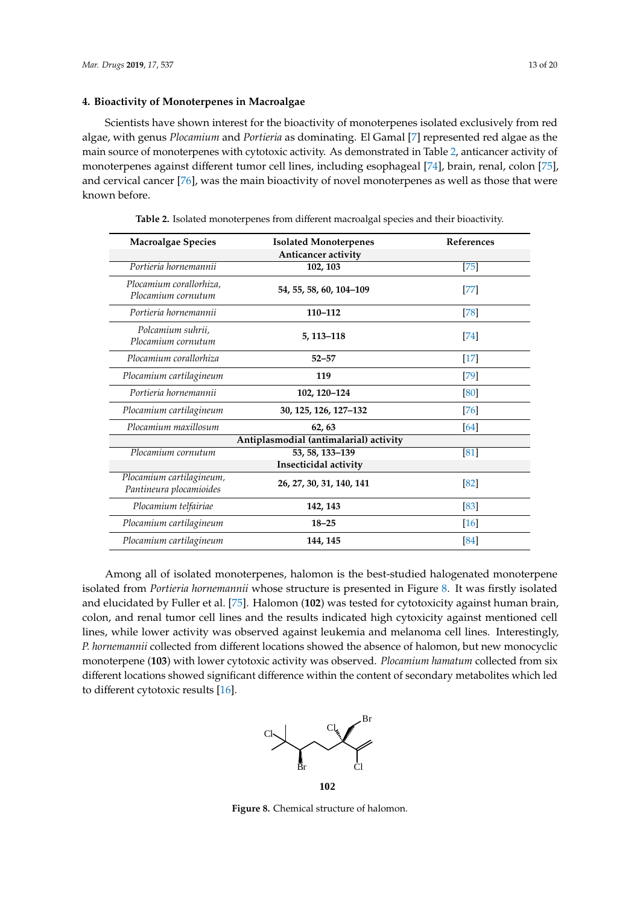## 4. Bioactivity of Monoterpenes in Macroalgae

Scientists have shown interest for the bioactivity of monoterpenes isolated exclusively from red algae, with genus *Plocamium* and *Portieria* as dominating. El Gamal [7] represented red algae as the main source of monoterpenes with cytotoxic activity. As demonstrated in Table 2, anticancer activity of monoterpenes against different tumor cell lines, including esophageal [74], brain, renal, colon [75], and cervical cancer [76], was the main bioactivity of novel monoterpenes as well as those that were known before.

**Table 2.** Isolated monoterpenes from different macroalgal species and their bioactivity.

| Macroalgae Species | Isolated Monoterpenes | References |
|---|---|---|
| | **Anticancer activity** | |
| *Portieria hornemannii* | **102, 103** | [75] |
| *Plocamium corallorhiza, Plocamium cornutum* | **54, 55, 58, 60, 104–109** | [77] |
| *Portieria hornemannii* | **110–112** | [78] |
| *Polcamium suhrii, Plocamium cornutum* | **5, 113–118** | [74] |
| *Plocamium corallorhiza* | **52–57** | [17] |
| *Plocamium cartilagineum* | **119** | [79] |
| *Portieria hornemannii* | **102, 120–124** | [80] |
| *Plocamium cartilagineum* | **30, 125, 126, 127–132** | [76] |
| *Plocamium maxillosum* | **62, 63** | [64] |
| | **Antiplasmodial (antimalarial) activity** | |
| *Plocamium cornutum* | **53, 58, 133–139** | [81] |
| | **Insecticidal activity** | |
| *Plocamium cartilagineum, Pantineura plocamioides* | **26, 27, 30, 31, 140, 141** | [82] |
| *Plocamium telfairiae* | **142, 143** | [83] |
| *Plocamium cartilagineum* | **18–25** | [16] |
| *Plocamium cartilagineum* | **144, 145** | [84] |

Among all of isolated monoterpenes, halomon is the best-studied halogenated monoterpene isolated from *Portieria hornemannii* whose structure is presented in Figure 8. It was firstly isolated and elucidated by Fuller et al. [75]. Halomon (**102**) was tested for cytotoxicity against human brain, colon, and renal tumor cell lines and the results indicated high cytoxicity against mentioned cell lines, while lower activity was observed against leukemia and melanoma cell lines. Interestingly, *P. hornemannii* collected from different locations showed the absence of halomon, but new monocyclic monoterpene (**103**) with lower cytotoxic activity was observed. *Plocamium hamatum* collected from six different locations showed significant difference within the content of secondary metabolites which led to different cytotoxic results [16].

**102**

**Figure 8.** Chemical structure of halomon.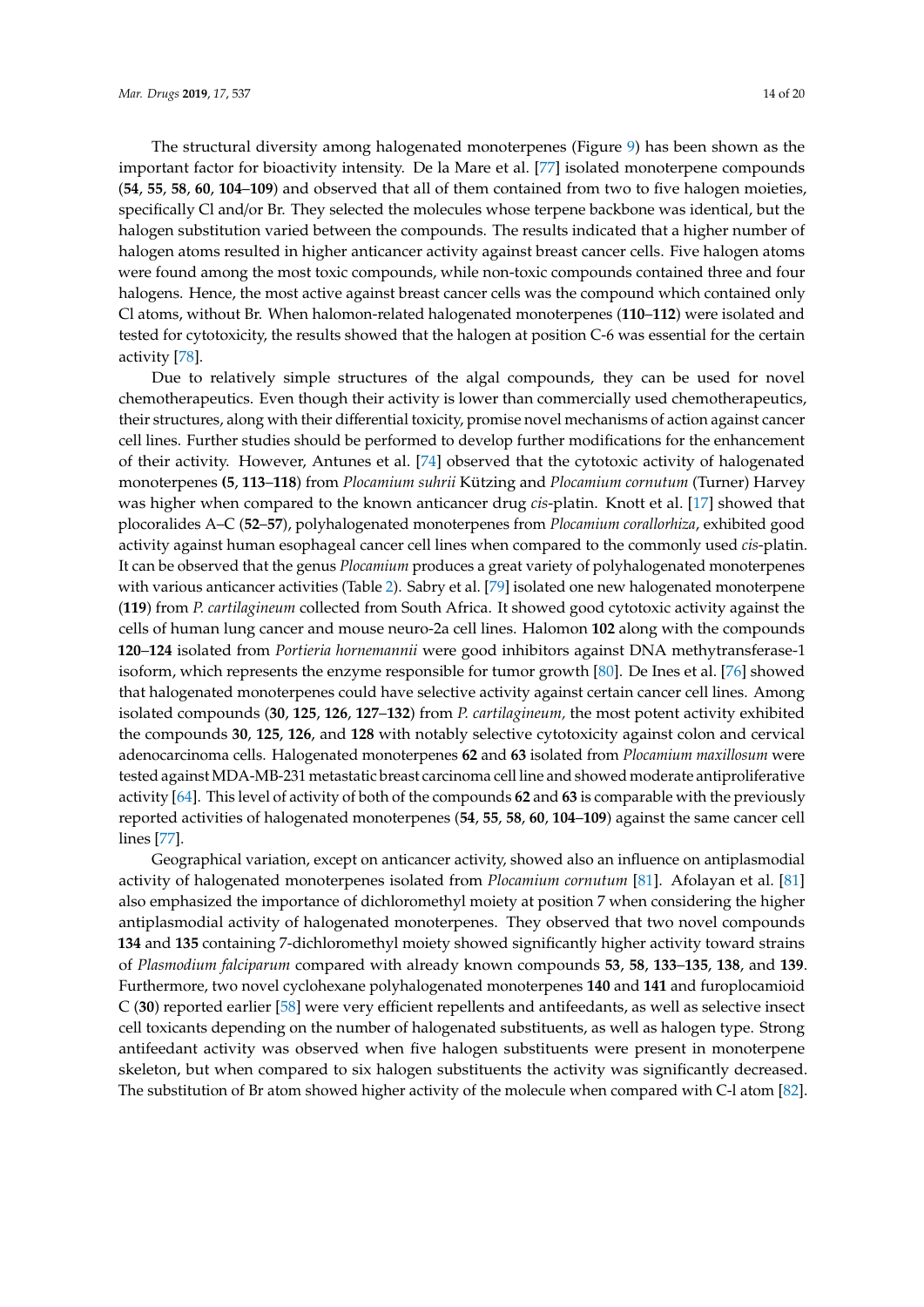The structural diversity among halogenated monoterpenes (Figure 9) has been shown as the important factor for bioactivity intensity. De la Mare et al. [77] isolated monoterpene compounds (**54**, **55**, **58**, **60**, **104**–**109**) and observed that all of them contained from two to five halogen moieties, specifically Cl and/or Br. They selected the molecules whose terpene backbone was identical, but the halogen substitution varied between the compounds. The results indicated that a higher number of halogen atoms resulted in higher anticancer activity against breast cancer cells. Five halogen atoms were found among the most toxic compounds, while non-toxic compounds contained three and four halogens. Hence, the most active against breast cancer cells was the compound which contained only Cl atoms, without Br. When halomon-related halogenated monoterpenes (**110**–**112**) were isolated and tested for cytotoxicity, the results showed that the halogen at position C-6 was essential for the certain activity [78].

Due to relatively simple structures of the algal compounds, they can be used for novel chemotherapeutics. Even though their activity is lower than commercially used chemotherapeutics, their structures, along with their differential toxicity, promise novel mechanisms of action against cancer cell lines. Further studies should be performed to develop further modifications for the enhancement of their activity. However, Antunes et al. [74] observed that the cytotoxic activity of halogenated monoterpenes (**5**, **113**–**118**) from *Plocamium suhrii* Kützing and *Plocamium cornutum* (Turner) Harvey was higher when compared to the known anticancer drug *cis*-platin. Knott et al. [17] showed that plocoralides A–C (**52**–**57**), polyhalogenated monoterpenes from *Plocamium corallorhiza*, exhibited good activity against human esophageal cancer cell lines when compared to the commonly used *cis*-platin. It can be observed that the genus *Plocamium* produces a great variety of polyhalogenated monoterpenes with various anticancer activities (Table 2). Sabry et al. [79] isolated one new halogenated monoterpene (**119**) from *P. cartilagineum* collected from South Africa. It showed good cytotoxic activity against the cells of human lung cancer and mouse neuro-2a cell lines. Halomon **102** along with the compounds **120**–**124** isolated from *Portieria hornemannii* were good inhibitors against DNA methytransferase-1 isoform, which represents the enzyme responsible for tumor growth [80]. De Ines et al. [76] showed that halogenated monoterpenes could have selective activity against certain cancer cell lines. Among isolated compounds (**30**, **125**, **126**, **127**–**132**) from *P. cartilagineum,* the most potent activity exhibited the compounds **30**, **125**, **126**, and **128** with notably selective cytotoxicity against colon and cervical adenocarcinoma cells. Halogenated monoterpenes **62** and **63** isolated from *Plocamium maxillosum* were tested against MDA-MB-231 metastatic breast carcinoma cell line and showed moderate antiproliferative activity [64]. This level of activity of both of the compounds **62** and **63** is comparable with the previously reported activities of halogenated monoterpenes (**54**, **55**, **58**, **60**, **104**–**109**) against the same cancer cell lines [77].

Geographical variation, except on anticancer activity, showed also an influence on antiplasmodial activity of halogenated monoterpenes isolated from *Plocamium cornutum* [81]. Afolayan et al. [81] also emphasized the importance of dichloromethyl moiety at position 7 when considering the higher antiplasmodial activity of halogenated monoterpenes. They observed that two novel compounds **134** and **135** containing 7-dichloromethyl moiety showed significantly higher activity toward strains of *Plasmodium falciparum* compared with already known compounds **53**, **58**, **133**–**135**, **138**, and **139**. Furthermore, two novel cyclohexane polyhalogenated monoterpenes **140** and **141** and furoplocamioid C (**30**) reported earlier [58] were very efficient repellents and antifeedants, as well as selective insect cell toxicants depending on the number of halogenated substituents, as well as halogen type. Strong antifeedant activity was observed when five halogen substituents were present in monoterpene skeleton, but when compared to six halogen substituents the activity was significantly decreased. The substitution of Br atom showed higher activity of the molecule when compared with C-l atom [82].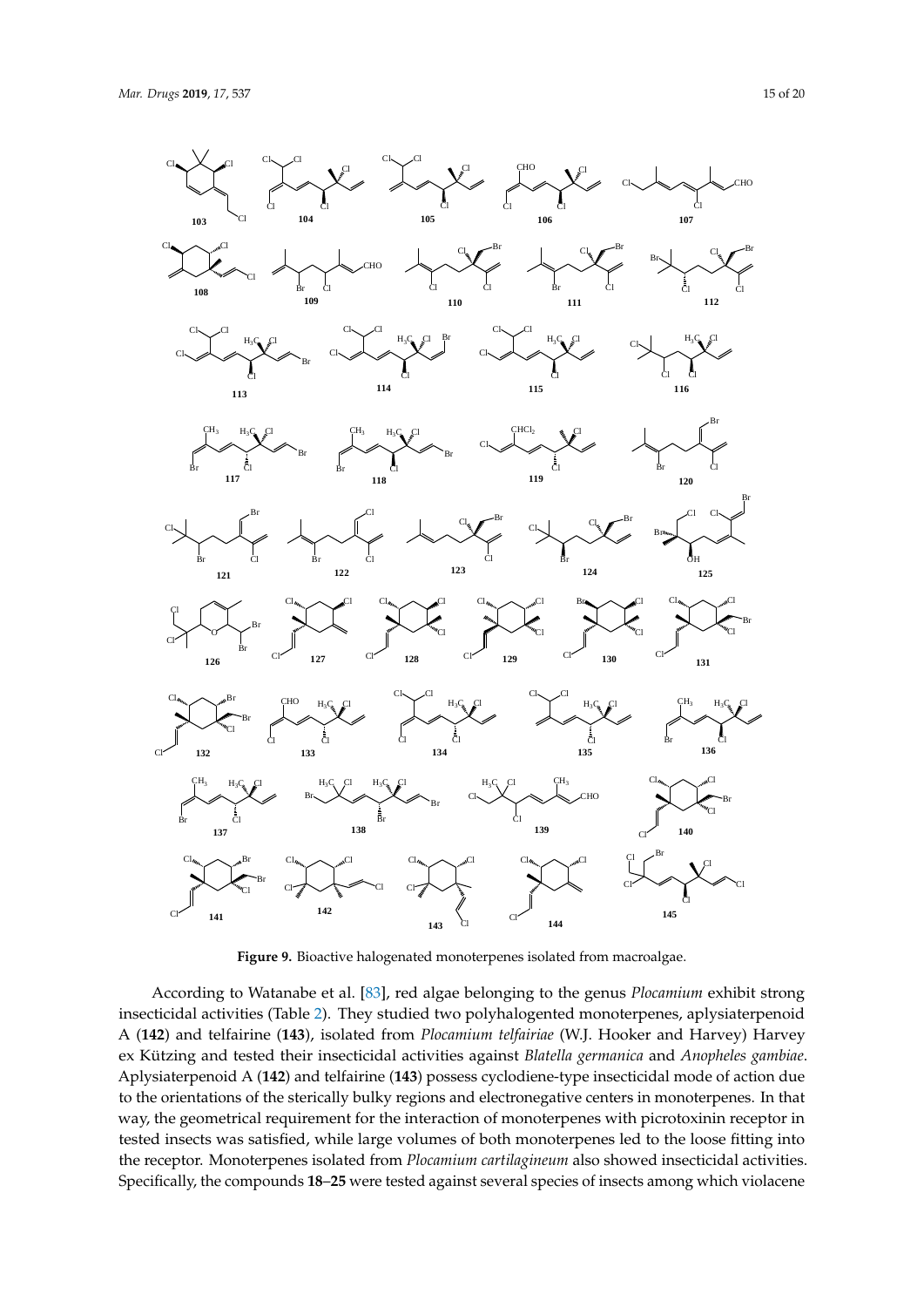**Figure 9.** Bioactive halogenated monoterpenes isolated from macroalgae.

According to Watanabe et al. [83], red algae belonging to the genus *Plocamium* exhibit strong insecticidal activities (Table 2). They studied two polyhalogented monoterpenes, aplysiaterpenoid A (**142**) and telfairine (**143**), isolated from *Plocamium telfairiae* (W.J. Hooker and Harvey) Harvey ex Kützing and tested their insecticidal activities against *Blatella germanica* and *Anopheles gambiae*. Aplysiaterpenoid A (**142**) and telfairine (**143**) possess cyclodiene-type insecticidal mode of action due to the orientations of the sterically bulky regions and electronegative centers in monoterpenes. In that way, the geometrical requirement for the interaction of monoterpenes with picrotoxinin receptor in tested insects was satisfied, while large volumes of both monoterpenes led to the loose fitting into the receptor. Monoterpenes isolated from *Plocamium cartilagineum* also showed insecticidal activities. Specifically, the compounds **18**–**25** were tested against several species of insects among which violacene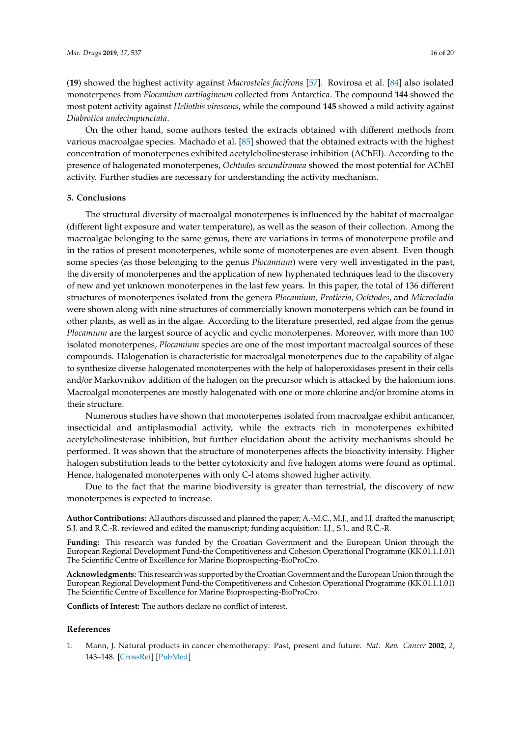(**19**) showed the highest activity against *Macrosteles facifrons* [57]. Rovirosa et al. [84] also isolated monoterpenes from *Plocamium cartilagineum* collected from Antarctica. The compound **144** showed the most potent activity against *Heliothis virescens*, while the compound **145** showed a mild activity against *Diabrotica undecimpunctata*.

On the other hand, some authors tested the extracts obtained with different methods from various macroalgae species. Machado et al. [85] showed that the obtained extracts with the highest concentration of monoterpenes exhibited acetylcholinesterase inhibition (AChEI). According to the presence of halogenated monoterpenes, *Ochtodes secundiramea* showed the most potential for AChEI activity. Further studies are necessary for understanding the activity mechanism.

## 5. Conclusions

The structural diversity of macroalgal monoterpenes is influenced by the habitat of macroalgae (different light exposure and water temperature), as well as the season of their collection. Among the macroalgae belonging to the same genus, there are variations in terms of monoterpene profile and in the ratios of present monoterpenes, while some of monoterpenes are even absent. Even though some species (as those belonging to the genus *Plocamium*) were very well investigated in the past, the diversity of monoterpenes and the application of new hyphenated techniques lead to the discovery of new and yet unknown monoterpenes in the last few years. In this paper, the total of 136 different structures of monoterpenes isolated from the genera *Plocamium, Protieria, Ochtodes*, and *Microcladia* were shown along with nine structures of commercially known monoterpens which can be found in other plants, as well as in the algae. According to the literature presented, red algae from the genus *Plocamium* are the largest source of acyclic and cyclic monoterpenes. Moreover, with more than 100 isolated monoterpenes, *Plocamium* species are one of the most important macroalgal sources of these compounds. Halogenation is characteristic for macroalgal monoterpenes due to the capability of algae to synthesize diverse halogenated monoterpenes with the help of haloperoxidases present in their cells and/or Markovnikov addition of the halogen on the precursor which is attacked by the halonium ions. Macroalgal monoterpenes are mostly halogenated with one or more chlorine and/or bromine atoms in their structure.

Numerous studies have shown that monoterpenes isolated from macroalgae exhibit anticancer, insecticidal and antiplasmodial activity, while the extracts rich in monoterpenes exhibited acetylcholinesterase inhibition, but further elucidation about the activity mechanisms should be performed. It was shown that the structure of monoterpenes affects the bioactivity intensity. Higher halogen substitution leads to the better cytotoxicity and five halogen atoms were found as optimal. Hence, halogenated monoterpenes with only C-l atoms showed higher activity.

Due to the fact that the marine biodiversity is greater than terrestrial, the discovery of new monoterpenes is expected to increase.

**Author Contributions:** All authors discussed and planned the paper; A.-M.C., M.J., and I.J. drafted the manuscript; S.J. and R.Č.-R. reviewed and edited the manuscript; funding acquisition: I.J., S.J., and R.Č.-R.

**Funding:** This research was funded by the Croatian Government and the European Union through the European Regional Development Fund-the Competitiveness and Cohesion Operational Programme (KK.01.1.1.01) The Scientific Centre of Excellence for Marine Bioprospecting-BioProCro.

**Acknowledgments:** This research was supported by the Croatian Government and the European Union through the European Regional Development Fund-the Competitiveness and Cohesion Operational Programme (KK.01.1.1.01) The Scientific Centre of Excellence for Marine Bioprospecting-BioProCro.

**Conflicts of Interest:** The authors declare no conflict of interest.

## References

1. Mann, J. Natural products in cancer chemotherapy: Past, present and future. *Nat. Rev. Cancer* **2002**, *2*, 143–148. [CrossRef] [PubMed]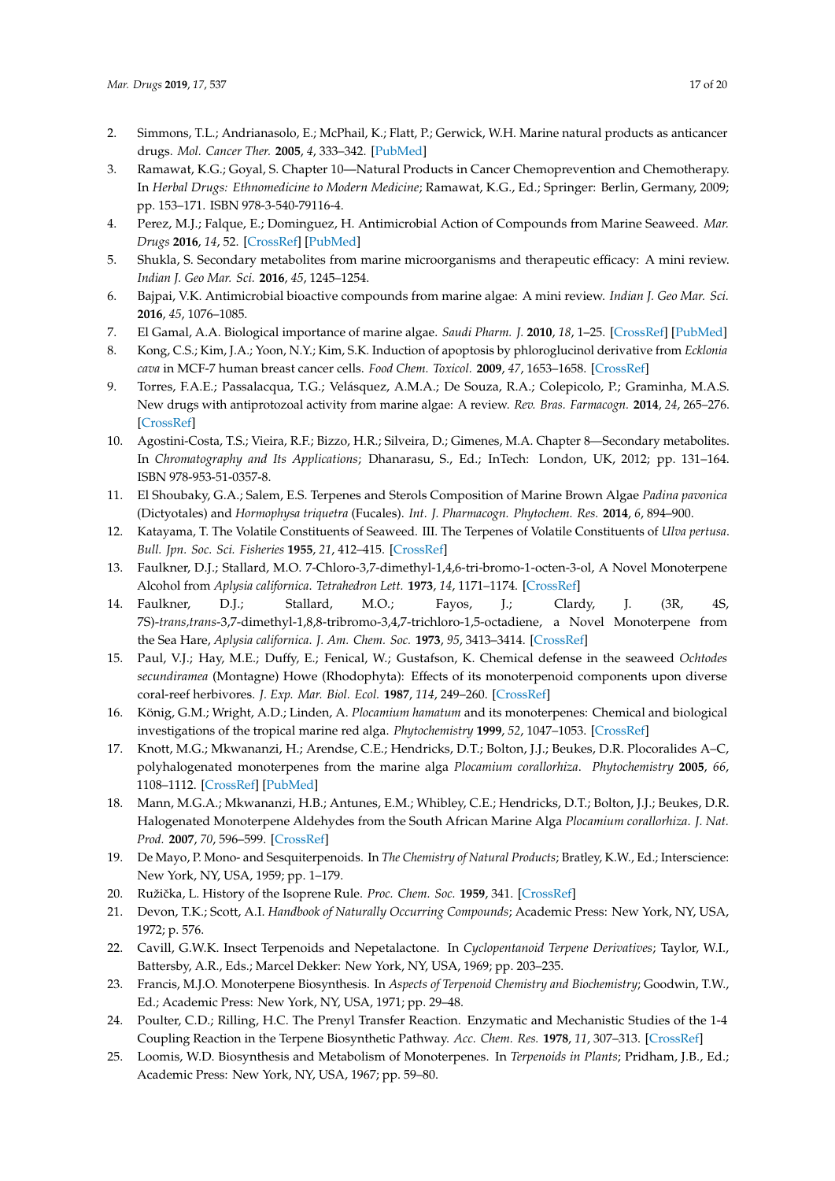2. Simmons, T.L.; Andrianasolo, E.; McPhail, K.; Flatt, P.; Gerwick, W.H. Marine natural products as anticancer drugs. *Mol. Cancer Ther.* **2005**, *4*, 333–342. [PubMed]
3. Ramawat, K.G.; Goyal, S. Chapter 10—Natural Products in Cancer Chemoprevention and Chemotherapy. In *Herbal Drugs: Ethnomedicine to Modern Medicine*; Ramawat, K.G., Ed.; Springer: Berlin, Germany, 2009; pp. 153–171. ISBN 978-3-540-79116-4.
4. Perez, M.J.; Falque, E.; Dominguez, H. Antimicrobial Action of Compounds from Marine Seaweed. *Mar. Drugs* **2016**, *14*, 52. [CrossRef] [PubMed]
5. Shukla, S. Secondary metabolites from marine microorganisms and therapeutic efficacy: A mini review. *Indian J. Geo Mar. Sci.* **2016**, *45*, 1245–1254.
6. Bajpai, V.K. Antimicrobial bioactive compounds from marine algae: A mini review. *Indian J. Geo Mar. Sci.* **2016**, *45*, 1076–1085.
7. El Gamal, A.A. Biological importance of marine algae. *Saudi Pharm. J.* **2010**, *18*, 1–25. [CrossRef] [PubMed]
8. Kong, C.S.; Kim, J.A.; Yoon, N.Y.; Kim, S.K. Induction of apoptosis by phloroglucinol derivative from *Ecklonia cava* in MCF-7 human breast cancer cells. *Food Chem. Toxicol.* **2009**, *47*, 1653–1658. [CrossRef]
9. Torres, F.A.E.; Passalacqua, T.G.; Velásquez, A.M.A.; De Souza, R.A.; Colepicolo, P.; Graminha, M.A.S. New drugs with antiprotozoal activity from marine algae: A review. *Rev. Bras. Farmacogn.* **2014**, *24*, 265–276. [CrossRef]
10. Agostini-Costa, T.S.; Vieira, R.F.; Bizzo, H.R.; Silveira, D.; Gimenes, M.A. Chapter 8—Secondary metabolites. In *Chromatography and Its Applications*; Dhanarasu, S., Ed.; InTech: London, UK, 2012; pp. 131–164. ISBN 978-953-51-0357-8.
11. El Shoubaky, G.A.; Salem, E.S. Terpenes and Sterols Composition of Marine Brown Algae *Padina pavonica* (Dictyotales) and *Hormophysa triquetra* (Fucales). *Int. J. Pharmacogn. Phytochem. Res.* **2014**, *6*, 894–900.
12. Katayama, T. The Volatile Constituents of Seaweed. III. The Terpenes of Volatile Constituents of *Ulva pertusa*. *Bull. Jpn. Soc. Sci. Fisheries* **1955**, *21*, 412–415. [CrossRef]
13. Faulkner, D.J.; Stallard, M.O. 7-Chloro-3,7-dimethyl-1,4,6-tri-bromo-1-octen-3-ol, A Novel Monoterpene Alcohol from *Aplysia californica*. *Tetrahedron Lett.* **1973**, *14*, 1171–1174. [CrossRef]
14. Faulkner, D.J.; Stallard, M.O.; Fayos, J.; Clardy, J. (3R, 4S, 7S)-*trans,trans*-3,7-dimethyl-1,8,8-tribromo-3,4,7-trichloro-1,5-octadiene, a Novel Monoterpene from the Sea Hare, *Aplysia californica*. *J. Am. Chem. Soc.* **1973**, *95*, 3413–3414. [CrossRef]
15. Paul, V.J.; Hay, M.E.; Duffy, E.; Fenical, W.; Gustafson, K. Chemical defense in the seaweed *Ochtodes secundiramea* (Montagne) Howe (Rhodophyta): Effects of its monoterpenoid components upon diverse coral-reef herbivores. *J. Exp. Mar. Biol. Ecol.* **1987**, *114*, 249–260. [CrossRef]
16. König, G.M.; Wright, A.D.; Linden, A. *Plocamium hamatum* and its monoterpenes: Chemical and biological investigations of the tropical marine red alga. *Phytochemistry* **1999**, *52*, 1047–1053. [CrossRef]
17. Knott, M.G.; Mkwananzi, H.; Arendse, C.E.; Hendricks, D.T.; Bolton, J.J.; Beukes, D.R. Plocoralides A–C, polyhalogenated monoterpenes from the marine alga *Plocamium corallorhiza*. *Phytochemistry* **2005**, *66*, 1108–1112. [CrossRef] [PubMed]
18. Mann, M.G.A.; Mkwananzi, H.B.; Antunes, E.M.; Whibley, C.E.; Hendricks, D.T.; Bolton, J.J.; Beukes, D.R. Halogenated Monoterpene Aldehydes from the South African Marine Alga *Plocamium corallorhiza*. *J. Nat. Prod.* **2007**, *70*, 596–599. [CrossRef]
19. De Mayo, P. Mono- and Sesquiterpenoids. In *The Chemistry of Natural Products*; Bratley, K.W., Ed.; Interscience: New York, NY, USA, 1959; pp. 1–179.
20. Ružička, L. History of the Isoprene Rule. *Proc. Chem. Soc.* **1959**, 341. [CrossRef]
21. Devon, T.K.; Scott, A.I. *Handbook of Naturally Occurring Compounds*; Academic Press: New York, NY, USA, 1972; p. 576.
22. Cavill, G.W.K. Insect Terpenoids and Nepetalactone. In *Cyclopentanoid Terpene Derivatives*; Taylor, W.I., Battersby, A.R., Eds.; Marcel Dekker: New York, NY, USA, 1969; pp. 203–235.
23. Francis, M.J.O. Monoterpene Biosynthesis. In *Aspects of Terpenoid Chemistry and Biochemistry*; Goodwin, T.W., Ed.; Academic Press: New York, NY, USA, 1971; pp. 29–48.
24. Poulter, C.D.; Rilling, H.C. The Prenyl Transfer Reaction. Enzymatic and Mechanistic Studies of the 1-4 Coupling Reaction in the Terpene Biosynthetic Pathway. *Acc. Chem. Res.* **1978**, *11*, 307–313. [CrossRef]
25. Loomis, W.D. Biosynthesis and Metabolism of Monoterpenes. In *Terpenoids in Plants*; Pridham, J.B., Ed.; Academic Press: New York, NY, USA, 1967; pp. 59–80.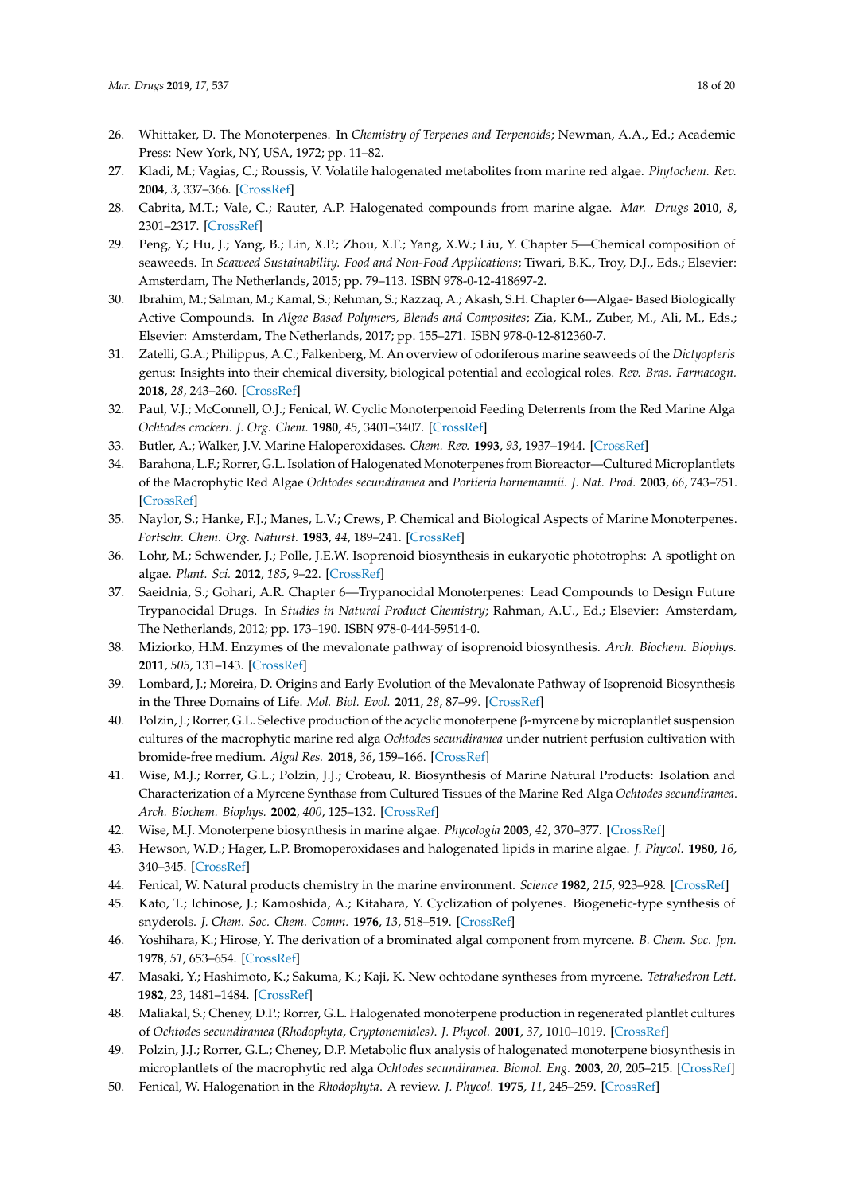26. Whittaker, D. The Monoterpenes. In *Chemistry of Terpenes and Terpenoids*; Newman, A.A., Ed.; Academic Press: New York, NY, USA, 1972; pp. 11–82.
27. Kladi, M.; Vagias, C.; Roussis, V. Volatile halogenated metabolites from marine red algae. *Phytochem. Rev.* **2004**, *3*, 337–366. [CrossRef]
28. Cabrita, M.T.; Vale, C.; Rauter, A.P. Halogenated compounds from marine algae. *Mar. Drugs* **2010**, *8*, 2301–2317. [CrossRef]
29. Peng, Y.; Hu, J.; Yang, B.; Lin, X.P.; Zhou, X.F.; Yang, X.W.; Liu, Y. Chapter 5—Chemical composition of seaweeds. In *Seaweed Sustainability. Food and Non-Food Applications*; Tiwari, B.K., Troy, D.J., Eds.; Elsevier: Amsterdam, The Netherlands, 2015; pp. 79–113. ISBN 978-0-12-418697-2.
30. Ibrahim, M.; Salman, M.; Kamal, S.; Rehman, S.; Razzaq, A.; Akash, S.H. Chapter 6—Algae- Based Biologically Active Compounds. In *Algae Based Polymers, Blends and Composites*; Zia, K.M., Zuber, M., Ali, M., Eds.; Elsevier: Amsterdam, The Netherlands, 2017; pp. 155–271. ISBN 978-0-12-812360-7.
31. Zatelli, G.A.; Philippus, A.C.; Falkenberg, M. An overview of odoriferous marine seaweeds of the *Dictyopteris* genus: Insights into their chemical diversity, biological potential and ecological roles. *Rev. Bras. Farmacogn.* **2018**, *28*, 243–260. [CrossRef]
32. Paul, V.J.; McConnell, O.J.; Fenical, W. Cyclic Monoterpenoid Feeding Deterrents from the Red Marine Alga *Ochtodes crockeri*. *J. Org. Chem.* **1980**, *45*, 3401–3407. [CrossRef]
33. Butler, A.; Walker, J.V. Marine Haloperoxidases. *Chem. Rev.* **1993**, *93*, 1937–1944. [CrossRef]
34. Barahona, L.F.; Rorrer, G.L. Isolation of Halogenated Monoterpenes from Bioreactor—Cultured Microplantlets of the Macrophytic Red Algae *Ochtodes secundiramea* and *Portieria hornemannii*. *J. Nat. Prod.* **2003**, *66*, 743–751. [CrossRef]
35. Naylor, S.; Hanke, F.J.; Manes, L.V.; Crews, P. Chemical and Biological Aspects of Marine Monoterpenes. *Fortschr. Chem. Org. Naturst.* **1983**, *44*, 189–241. [CrossRef]
36. Lohr, M.; Schwender, J.; Polle, J.E.W. Isoprenoid biosynthesis in eukaryotic phototrophs: A spotlight on algae. *Plant. Sci.* **2012**, *185*, 9–22. [CrossRef]
37. Saeidnia, S.; Gohari, A.R. Chapter 6—Trypanocidal Monoterpenes: Lead Compounds to Design Future Trypanocidal Drugs. In *Studies in Natural Product Chemistry*; Rahman, A.U., Ed.; Elsevier: Amsterdam, The Netherlands, 2012; pp. 173–190. ISBN 978-0-444-59514-0.
38. Miziorko, H.M. Enzymes of the mevalonate pathway of isoprenoid biosynthesis. *Arch. Biochem. Biophys.* **2011**, *505*, 131–143. [CrossRef]
39. Lombard, J.; Moreira, D. Origins and Early Evolution of the Mevalonate Pathway of Isoprenoid Biosynthesis in the Three Domains of Life. *Mol. Biol. Evol.* **2011**, *28*, 87–99. [CrossRef]
40. Polzin, J.; Rorrer, G.L. Selective production of the acyclic monoterpene β-myrcene by microplantlet suspension cultures of the macrophytic marine red alga *Ochtodes secundiramea* under nutrient perfusion cultivation with bromide-free medium. *Algal Res.* **2018**, *36*, 159–166. [CrossRef]
41. Wise, M.J.; Rorrer, G.L.; Polzin, J.J.; Croteau, R. Biosynthesis of Marine Natural Products: Isolation and Characterization of a Myrcene Synthase from Cultured Tissues of the Marine Red Alga *Ochtodes secundiramea*. *Arch. Biochem. Biophys.* **2002**, *400*, 125–132. [CrossRef]
42. Wise, M.J. Monoterpene biosynthesis in marine algae. *Phycologia* **2003**, *42*, 370–377. [CrossRef]
43. Hewson, W.D.; Hager, L.P. Bromoperoxidases and halogenated lipids in marine algae. *J. Phycol.* **1980**, *16*, 340–345. [CrossRef]
44. Fenical, W. Natural products chemistry in the marine environment. *Science* **1982**, *215*, 923–928. [CrossRef]
45. Kato, T.; Ichinose, J.; Kamoshida, A.; Kitahara, Y. Cyclization of polyenes. Biogenetic-type synthesis of snyderols. *J. Chem. Soc. Chem. Comm.* **1976**, *13*, 518–519. [CrossRef]
46. Yoshihara, K.; Hirose, Y. The derivation of a brominated algal component from myrcene. *B. Chem. Soc. Jpn.* **1978**, *51*, 653–654. [CrossRef]
47. Masaki, Y.; Hashimoto, K.; Sakuma, K.; Kaji, K. New ochtodane syntheses from myrcene. *Tetrahedron Lett.* **1982**, *23*, 1481–1484. [CrossRef]
48. Maliakal, S.; Cheney, D.P.; Rorrer, G.L. Halogenated monoterpene production in regenerated plantlet cultures of *Ochtodes secundiramea* (*Rhodophyta*, *Cryptonemiales*). *J. Phycol.* **2001**, *37*, 1010–1019. [CrossRef]
49. Polzin, J.J.; Rorrer, G.L.; Cheney, D.P. Metabolic flux analysis of halogenated monoterpene biosynthesis in microplantlets of the macrophytic red alga *Ochtodes secundiramea*. *Biomol. Eng.* **2003**, *20*, 205–215. [CrossRef]
50. Fenical, W. Halogenation in the *Rhodophyta*. A review. *J. Phycol.* **1975**, *11*, 245–259. [CrossRef]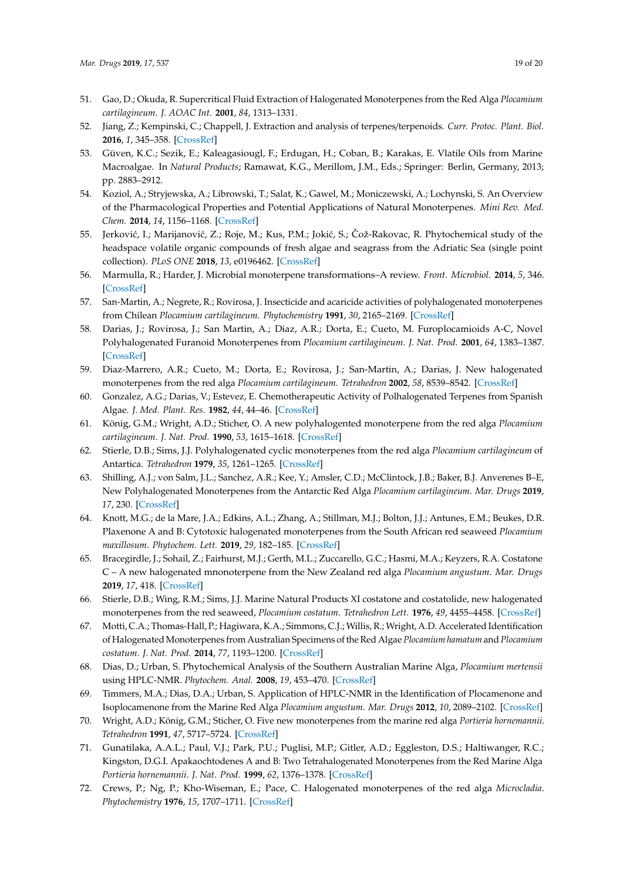51. Gao, D.; Okuda, R. Supercritical Fluid Extraction of Halogenated Monoterpenes from the Red Alga *Plocamium cartilagineum*. *J. AOAC Int.* **2001**, *84*, 1313–1331.
52. Jiang, Z.; Kempinski, C.; Chappell, J. Extraction and analysis of terpenes/terpenoids. *Curr. Protoc. Plant. Biol.* **2016**, *1*, 345–358. [CrossRef]
53. Güven, K.C.; Sezik, E.; Kaleagasiougl, F.; Erdugan, H.; Coban, B.; Karakas, E. Vlatile Oils from Marine Macroalgae. In *Natural Products*; Ramawat, K.G., Merillom, J.M., Eds.; Springer: Berlin, Germany, 2013; pp. 2883–2912.
54. Koziol, A.; Stryjewska, A.; Librowski, T.; Salat, K.; Gawel, M.; Moniczewski, A.; Lochynski, S. An Overview of the Pharmacological Properties and Potential Applications of Natural Monoterpenes. *Mini Rev. Med. Chem.* **2014**, *14*, 1156–1168. [CrossRef]
55. Jerković, I.; Marijanović, Z.; Roje, M.; Kus, P.M.; Jokić, S.; Čož-Rakovac, R. Phytochemical study of the headspace volatile organic compounds of fresh algae and seagrass from the Adriatic Sea (single point collection). *PLoS ONE* **2018**, *13*, e0196462. [CrossRef]
56. Marmulla, R.; Harder, J. Microbial monoterpene transformations–A review. *Front. Microbiol.* **2014**, *5*, 346. [CrossRef]
57. San-Martin, A.; Negrete, R.; Rovirosa, J. Insecticide and acaricide activities of polyhalogenated monoterpenes from Chilean *Plocamium cartilagineum*. *Phytochemistry* **1991**, *30*, 2165–2169. [CrossRef]
58. Darias, J.; Rovirosa, J.; San Martin, A.; Diaz, A.R.; Dorta, E.; Cueto, M. Furoplocamioids A-C, Novel Polyhalogenated Furanoid Monoterpenes from *Plocamium cartilagineum*. *J. Nat. Prod.* **2001**, *64*, 1383–1387. [CrossRef]
59. Diaz-Marrero, A.R.; Cueto, M.; Dorta, E.; Rovirosa, J.; San-Martin, A.; Darias, J. New halogenated monoterpenes from the red alga *Plocamium cartilagineum*. *Tetrahedron* **2002**, *58*, 8539–8542. [CrossRef]
60. Gonzalez, A.G.; Darias, V.; Estevez, E. Chemotherapeutic Activity of Polhalogenated Terpenes from Spanish Algae. *J. Med. Plant. Res.* **1982**, *44*, 44–46. [CrossRef]
61. König, G.M.; Wright, A.D.; Sticher, O. A new polyhalogented monoterpene from the red alga *Plocamium cartilagineum*. *J. Nat. Prod.* **1990**, *53*, 1615–1618. [CrossRef]
62. Stierle, D.B.; Sims, J.J. Polyhalogenated cyclic monoterpenes from the red alga *Plocamium cartilagineum* of Antartica. *Tetrahedron* **1979**, *35*, 1261–1265. [CrossRef]
63. Shilling, A.J.; von Salm, J.L.; Sanchez, A.R.; Kee, Y.; Amsler, C.D.; McClintock, J.B.; Baker, B.J. Anverenes B–E, New Polyhalogenated Monoterpenes from the Antarctic Red Alga *Plocamium cartilagineum*. *Mar. Drugs* **2019**, *17*, 230. [CrossRef]
64. Knott, M.G.; de la Mare, J.A.; Edkins, A.L.; Zhang, A.; Stillman, M.J.; Bolton, J.J.; Antunes, E.M.; Beukes, D.R. Plaxenone A and B: Cytotoxic halogenated monoterpenes from the South African red seaweed *Plocamium maxillosum*. *Phytochem. Lett.* **2019**, *29*, 182–185. [CrossRef]
65. Bracegirdle, J.; Sohail, Z.; Fairhurst, M.J.; Gerth, M.L.; Zuccarello, G.C.; Hasmi, M.A.; Keyzers, R.A. Costatone C – A new halogenated mnonoterpene from the New Zealand red alga *Plocamium angustum*. *Mar. Drugs* **2019**, *17*, 418. [CrossRef]
66. Stierle, D.B.; Wing, R.M.; Sims, J.J. Marine Natural Products XI costatone and costatolide, new halogenated monoterpenes from the red seaweed, *Plocamium costatum*. *Tetrahedron Lett.* **1976**, *49*, 4455–4458. [CrossRef]
67. Motti, C.A.; Thomas-Hall, P.; Hagiwara, K.A.; Simmons, C.J.; Willis, R.; Wright, A.D. Accelerated Identification of Halogenated Monoterpenes from Australian Specimens of the Red Algae *Plocamium hamatum* and *Plocamium costatum*. *J. Nat. Prod.* **2014**, *77*, 1193–1200. [CrossRef]
68. Dias, D.; Urban, S. Phytochemical Analysis of the Southern Australian Marine Alga, *Plocamium mertensii* using HPLC-NMR. *Phytochem. Anal.* **2008**, *19*, 453–470. [CrossRef]
69. Timmers, M.A.; Dias, D.A.; Urban, S. Application of HPLC-NMR in the Identification of Plocamenone and Isoplocamenone from the Marine Red Alga *Plocamium angustum*. *Mar. Drugs* **2012**, *10*, 2089–2102. [CrossRef]
70. Wright, A.D.; König, G.M.; Sticher, O. Five new monoterpenes from the marine red alga *Portieria hornemannii*. *Tetrahedron* **1991**, *47*, 5717–5724. [CrossRef]
71. Gunatilaka, A.A.L.; Paul, V.J.; Park, P.U.; Puglisi, M.P.; Gitler, A.D.; Eggleston, D.S.; Haltiwanger, R.C.; Kingston, D.G.I. Apakaochtodenes A and B: Two Tetrahalogenated Monoterpenes from the Red Marine Alga *Portieria hornemannii*. *J. Nat. Prod.* **1999**, *62*, 1376–1378. [CrossRef]
72. Crews, P.; Ng, P.; Kho-Wiseman, E.; Pace, C. Halogenated monoterpenes of the red alga *Microcladia*. *Phytochemistry* **1976**, *15*, 1707–1711. [CrossRef]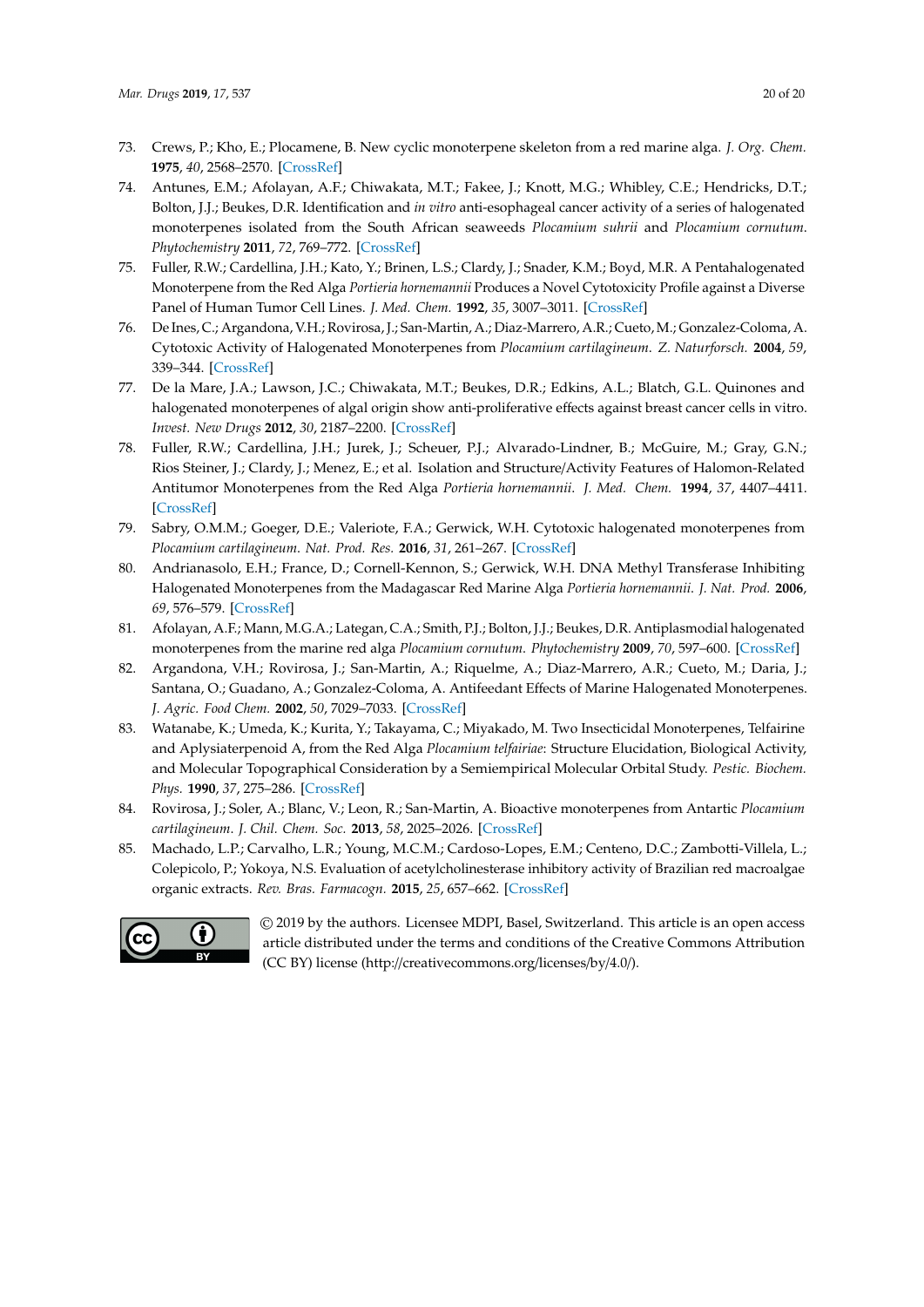73. Crews, P.; Kho, E.; Plocamene, B. New cyclic monoterpene skeleton from a red marine alga. *J. Org. Chem.* **1975**, *40*, 2568–2570. [CrossRef]
74. Antunes, E.M.; Afolayan, A.F.; Chiwakata, M.T.; Fakee, J.; Knott, M.G.; Whibley, C.E.; Hendricks, D.T.; Bolton, J.J.; Beukes, D.R. Identification and *in vitro* anti-esophageal cancer activity of a series of halogenated monoterpenes isolated from the South African seaweeds *Plocamium suhrii* and *Plocamium cornutum*. *Phytochemistry* **2011**, *72*, 769–772. [CrossRef]
75. Fuller, R.W.; Cardellina, J.H.; Kato, Y.; Brinen, L.S.; Clardy, J.; Snader, K.M.; Boyd, M.R. A Pentahalogenated Monoterpene from the Red Alga *Portieria hornemannii* Produces a Novel Cytotoxicity Profile against a Diverse Panel of Human Tumor Cell Lines. *J. Med. Chem.* **1992**, *35*, 3007–3011. [CrossRef]
76. De Ines, C.; Argandona, V.H.; Rovirosa, J.; San-Martin, A.; Diaz-Marrero, A.R.; Cueto, M.; Gonzalez-Coloma, A. Cytotoxic Activity of Halogenated Monoterpenes from *Plocamium cartilagineum*. *Z. Naturforsch.* **2004**, *59*, 339–344. [CrossRef]
77. De la Mare, J.A.; Lawson, J.C.; Chiwakata, M.T.; Beukes, D.R.; Edkins, A.L.; Blatch, G.L. Quinones and halogenated monoterpenes of algal origin show anti-proliferative effects against breast cancer cells in vitro. *Invest. New Drugs* **2012**, *30*, 2187–2200. [CrossRef]
78. Fuller, R.W.; Cardellina, J.H.; Jurek, J.; Scheuer, P.J.; Alvarado-Lindner, B.; McGuire, M.; Gray, G.N.; Rios Steiner, J.; Clardy, J.; Menez, E.; et al. Isolation and Structure/Activity Features of Halomon-Related Antitumor Monoterpenes from the Red Alga *Portieria hornemannii*. *J. Med. Chem.* **1994**, *37*, 4407–4411. [CrossRef]
79. Sabry, O.M.M.; Goeger, D.E.; Valeriote, F.A.; Gerwick, W.H. Cytotoxic halogenated monoterpenes from *Plocamium cartilagineum*. *Nat. Prod. Res.* **2016**, *31*, 261–267. [CrossRef]
80. Andrianasolo, E.H.; France, D.; Cornell-Kennon, S.; Gerwick, W.H. DNA Methyl Transferase Inhibiting Halogenated Monoterpenes from the Madagascar Red Marine Alga *Portieria hornemannii*. *J. Nat. Prod.* **2006**, *69*, 576–579. [CrossRef]
81. Afolayan, A.F.; Mann, M.G.A.; Lategan, C.A.; Smith, P.J.; Bolton, J.J.; Beukes, D.R. Antiplasmodial halogenated monoterpenes from the marine red alga *Plocamium cornutum*. *Phytochemistry* **2009**, *70*, 597–600. [CrossRef]
82. Argandona, V.H.; Rovirosa, J.; San-Martin, A.; Riquelme, A.; Diaz-Marrero, A.R.; Cueto, M.; Daria, J.; Santana, O.; Guadano, A.; Gonzalez-Coloma, A. Antifeedant Effects of Marine Halogenated Monoterpenes. *J. Agric. Food Chem.* **2002**, *50*, 7029–7033. [CrossRef]
83. Watanabe, K.; Umeda, K.; Kurita, Y.; Takayama, C.; Miyakado, M. Two Insecticidal Monoterpenes, Telfairine and Aplysiaterpenoid A, from the Red Alga *Plocamium telfairiae*: Structure Elucidation, Biological Activity, and Molecular Topographical Consideration by a Semiempirical Molecular Orbital Study. *Pestic. Biochem. Phys.* **1990**, *37*, 275–286. [CrossRef]
84. Rovirosa, J.; Soler, A.; Blanc, V.; Leon, R.; San-Martin, A. Bioactive monoterpenes from Antartic *Plocamium cartilagineum*. *J. Chil. Chem. Soc.* **2013**, *58*, 2025–2026. [CrossRef]
85. Machado, L.P.; Carvalho, L.R.; Young, M.C.M.; Cardoso-Lopes, E.M.; Centeno, D.C.; Zambotti-Villela, L.; Colepicolo, P.; Yokoya, N.S. Evaluation of acetylcholinesterase inhibitory activity of Brazilian red macroalgae organic extracts. *Rev. Bras. Farmacogn.* **2015**, *25*, 657–662. [CrossRef]

© 2019 by the authors. Licensee MDPI, Basel, Switzerland. This article is an open access article distributed under the terms and conditions of the Creative Commons Attribution (CC BY) license (http://creativecommons.org/licenses/by/4.0/).